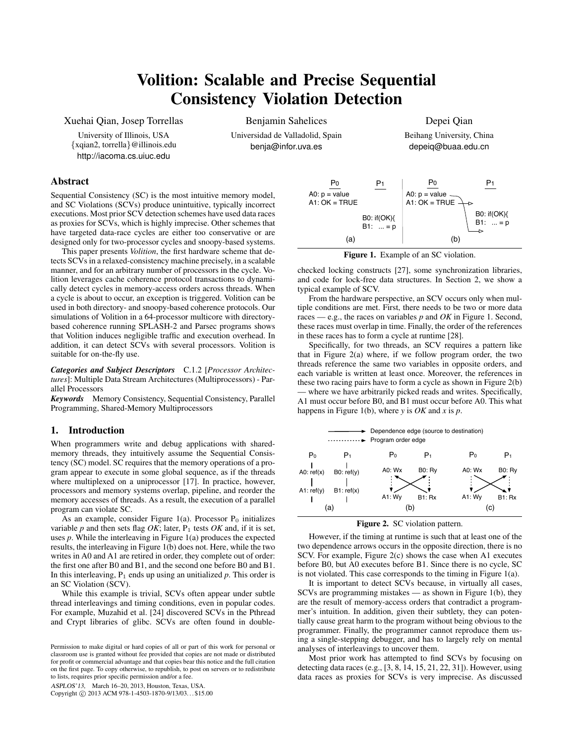# Volition: Scalable and Precise Sequential Consistency Violation Detection

Xuehai Qian, Josep Torrellas
University of Illinois, USA
{xqian2, torrella}@illinois.edu
http://iacoma.cs.uiuc.edu

Benjamin Sahelices
Universidad de Valladolid, Spain
benja@infor.uva.es

Depei Qian
Beihang University, China
depeiq@buaa.edu.cn

## Abstract

Sequential Consistency (SC) is the most intuitive memory model, and SC Violations (SCVs) produce unintuitive, typically incorrect executions. Most prior SCV detection schemes have used data races as proxies for SCVs, which is highly imprecise. Other schemes that have targeted data-race cycles are either too conservative or are designed only for two-processor cycles and snoopy-based systems.

This paper presents *Volition*, the first hardware scheme that detects SCVs in a relaxed-consistency machine precisely, in a scalable manner, and for an arbitrary number of processors in the cycle. Volition leverages cache coherence protocol transactions to dynamically detect cycles in memory-access orders across threads. When a cycle is about to occur, an exception is triggered. Volition can be used in both directory- and snoopy-based coherence protocols. Our simulations of Volition in a 64-processor multicore with directory-based coherence running SPLASH-2 and Parsec programs shows that Volition induces negligible traffic and execution overhead. In addition, it can detect SCVs with several processors. Volition is suitable for on-the-fly use.

***Categories and Subject Descriptors*** C.1.2 [*Processor Architectures*]: Multiple Data Stream Architectures (Multiprocessors) - Parallel Processors

***Keywords*** Memory Consistency, Sequential Consistency, Parallel Programming, Shared-Memory Multiprocessors

## 1. Introduction

When programmers write and debug applications with shared-memory threads, they intuitively assume the Sequential Consistency (SC) model. SC requires that the memory operations of a program appear to execute in some global sequence, as if the threads where multiplexed on a uniprocessor [17]. In practice, however, processors and memory systems overlap, pipeline, and reorder the memory accesses of threads. As a result, the execution of a parallel program can violate SC.

As an example, consider Figure 1(a). Processor $P_0$ initializes variable *p* and then sets flag *OK*; later, $P_1$ tests *OK* and, if it is set, uses *p*. While the interleaving in Figure 1(a) produces the expected results, the interleaving in Figure 1(b) does not. Here, while the two writes in A0 and A1 are retired in order, they complete out of order: the first one after B0 and B1, and the second one before B0 and B1. In this interleaving, $P_1$ ends up using an unitialized *p*. This order is an SC Violation (SCV).

While this example is trivial, SCVs often appear under subtle thread interleavings and timing conditions, even in popular codes. For example, Muzahid et al. [24] discovered SCVs in the Pthread and Crypt libraries of glibc. SCVs are often found in double-checked locking constructs [27], some synchronization libraries, and code for lock-free data structures. In Section 2, we show a typical example of SCV.

P0: A0: p = value; A1: OK = TRUE — P1: B0: if(OK){ B1: ... = p (panels (a) and (b))

**Figure 1.** Example of an SC violation.

From the hardware perspective, an SCV occurs only when multiple conditions are met. First, there needs to be two or more data races — e.g., the races on variables *p* and *OK* in Figure 1. Second, these races must overlap in time. Finally, the order of the references in these races has to form a cycle at runtime [28].

Specifically, for two threads, an SCV requires a pattern like that in Figure 2(a) where, if we follow program order, the two threads reference the same two variables in opposite orders, and each variable is written at least once. Moreover, the references in these two racing pairs have to form a cycle as shown in Figure 2(b) — where we have arbitrarily picked reads and writes. Specifically, A1 must occur before B0, and B1 must occur before A0. This what happens in Figure 1(b), where *y* is *OK* and *x* is *p*.

Dependence edge (source to destination); Program order edge. (a) P0: A0: ref(x), A1: ref(y); P1: B0: ref(y), B1: ref(x). (b) P0: A0: Wx, A1: Wy; P1: B0: Ry, B1: Rx. (c) P0: A0: Wx, A1: Wy; P1: B0: Ry, B1: Rx.

**Figure 2.** SC violation pattern.

However, if the timing at runtime is such that at least one of the two dependence arrows occurs in the opposite direction, there is no SCV. For example, Figure 2(c) shows the case when A1 executes before B0, but A0 executes before B1. Since there is no cycle, SC is not violated. This case corresponds to the timing in Figure 1(a).

It is important to detect SCVs because, in virtually all cases, SCVs are programming mistakes — as shown in Figure 1(b), they are the result of memory-access orders that contradict a programmer's intuition. In addition, given their subtlety, they can potentially cause great harm to the program without being obvious to the programmer. Finally, the programmer cannot reproduce them using a single-stepping debugger, and has to largely rely on mental analyses of interleavings to uncover them.

Most prior work has attempted to find SCVs by focusing on detecting data races (e.g., [3, 8, 14, 15, 21, 22, 31]). However, using data races as proxies for SCVs is very imprecise. As discussed

Permission to make digital or hard copies of all or part of this work for personal or classroom use is granted without fee provided that copies are not made or distributed for profit or commercial advantage and that copies bear this notice and the full citation on the first page. To copy otherwise, to republish, to post on servers or to redistribute to lists, requires prior specific permission and/or a fee.
*ASPLOS'13*, March 16–20, 2013, Houston, Texas, USA.
Copyright © 2013 ACM 978-1-4503-1870-9/13/03... $15.00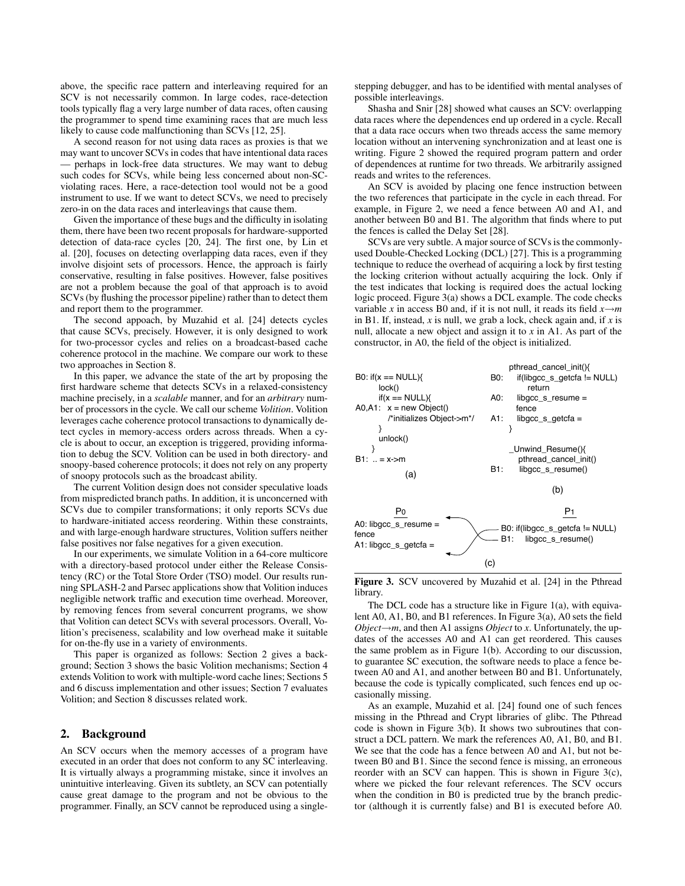above, the specific race pattern and interleaving required for an SCV is not necessarily common. In large codes, race-detection tools typically flag a very large number of data races, often causing the programmer to spend time examining races that are much less likely to cause code malfunctioning than SCVs [12, 25].

A second reason for not using data races as proxies is that we may want to uncover SCVs in codes that have intentional data races — perhaps in lock-free data structures. We may want to debug such codes for SCVs, while being less concerned about non-SC-violating races. Here, a race-detection tool would not be a good instrument to use. If we want to detect SCVs, we need to precisely zero-in on the data races and interleavings that cause them.

Given the importance of these bugs and the difficulty in isolating them, there have been two recent proposals for hardware-supported detection of data-race cycles [20, 24]. The first one, by Lin et al. [20], focuses on detecting overlapping data races, even if they involve disjoint sets of processors. Hence, the approach is fairly conservative, resulting in false positives. However, false positives are not a problem because the goal of that approach is to avoid SCVs (by flushing the processor pipeline) rather than to detect them and report them to the programmer.

The second appoach, by Muzahid et al. [24] detects cycles that cause SCVs, precisely. However, it is only designed to work for two-processor cycles and relies on a broadcast-based cache coherence protocol in the machine. We compare our work to these two approaches in Section 8.

In this paper, we advance the state of the art by proposing the first hardware scheme that detects SCVs in a relaxed-consistency machine precisely, in a *scalable* manner, and for an *arbitrary* number of processors in the cycle. We call our scheme *Volition*. Volition leverages cache coherence protocol transactions to dynamically detect cycles in memory-access orders across threads. When a cycle is about to occur, an exception is triggered, providing information to debug the SCV. Volition can be used in both directory- and snoopy-based coherence protocols; it does not rely on any property of snoopy protocols such as the broadcast ability.

The current Volition design does not consider speculative loads from mispredicted branch paths. In addition, it is unconcerned with SCVs due to compiler transformations; it only reports SCVs due to hardware-initiated access reordering. Within these constraints, and with large-enough hardware structures, Volition suffers neither false positives nor false negatives for a given execution.

In our experiments, we simulate Volition in a 64-core multicore with a directory-based protocol under either the Release Consistency (RC) or the Total Store Order (TSO) model. Our results running SPLASH-2 and Parsec applications show that Volition induces negligible network traffic and execution time overhead. Moreover, by removing fences from several concurrent programs, we show that Volition can detect SCVs with several processors. Overall, Volition's preciseness, scalability and low overhead make it suitable for on-the-fly use in a variety of environments.

This paper is organized as follows: Section 2 gives a background; Section 3 shows the basic Volition mechanisms; Section 4 extends Volition to work with multiple-word cache lines; Sections 5 and 6 discuss implementation and other issues; Section 7 evaluates Volition; and Section 8 discusses related work.

## 2. Background

An SCV occurs when the memory accesses of a program have executed in an order that does not conform to any SC interleaving. It is virtually always a programming mistake, since it involves an unintuitive interleaving. Given its subtlety, an SCV can potentially cause great damage to the program and not be obvious to the programmer. Finally, an SCV cannot be reproduced using a single-stepping debugger, and has to be identified with mental analyses of possible interleavings.

Shasha and Snir [28] showed what causes an SCV: overlapping data races where the dependences end up ordered in a cycle. Recall that a data race occurs when two threads access the same memory location without an intervening synchronization and at least one is writing. Figure 2 showed the required program pattern and order of dependences at runtime for two threads. We arbitrarily assigned reads and writes to the references.

An SCV is avoided by placing one fence instruction between the two references that participate in the cycle in each thread. For example, in Figure 2, we need a fence between A0 and A1, and another between B0 and B1. The algorithm that finds where to put the fences is called the Delay Set [28].

SCVs are very subtle. A major source of SCVs is the commonly-used Double-Checked Locking (DCL) [27]. This is a programming technique to reduce the overhead of acquiring a lock by first testing the locking criterion without actually acquiring the lock. Only if the test indicates that locking is required does the actual locking logic proceed. Figure 3(a) shows a DCL example. The code checks variable *x* in access B0 and, if it is not null, it reads its field *x*→*m* in B1. If, instead, *x* is null, we grab a lock, check again and, if *x* is null, allocate a new object and assign it to *x* in A1. As part of the constructor, in A0, the field of the object is initialized.

```
B0: if(x == NULL){
      lock()
      if(x == NULL){
A0,A1:  x = new Object()
        /*initializes Object->m*/
      }
      unlock()
    }
B1:  .. = x->m
```
(a)

```
    pthread_cancel_init(){
B0:   if(libgcc_s_getcfa != NULL)
        return
A0:   libgcc_s_resume =
      fence
A1:   libgcc_s_getcfa =
    }

    _Unwind_Resume(){
      pthread_cancel_init()
B1:   libgcc_s_resume()
```
(b)

```
P0                                  P1
A0: libgcc_s_resume =               B0: if(libgcc_s_getcfa != NULL)
fence                               B1:   libgcc_s_resume()
A1: libgcc_s_getcfa =
```
(c)

**Figure 3.** SCV uncovered by Muzahid et al. [24] in the Pthread library.

The DCL code has a structure like in Figure 1(a), with equivalent A0, A1, B0, and B1 references. In Figure 3(a), A0 sets the field *Object*→*m*, and then A1 assigns *Object* to *x*. Unfortunately, the updates of the accesses A0 and A1 can get reordered. This causes the same problem as in Figure 1(b). According to our discussion, to guarantee SC execution, the software needs to place a fence between A0 and A1, and another between B0 and B1. Unfortunately, because the code is typically complicated, such fences end up occasionally missing.

As an example, Muzahid et al. [24] found one of such fences missing in the Pthread and Crypt libraries of glibc. The Pthread code is shown in Figure 3(b). It shows two subroutines that construct a DCL pattern. We mark the references A0, A1, B0, and B1. We see that the code has a fence between A0 and A1, but not between B0 and B1. Since the second fence is missing, an erroneous reorder with an SCV can happen. This is shown in Figure 3(c), where we picked the four relevant references. The SCV occurs when the condition in B0 is predicted true by the branch predictor (although it is currently false) and B1 is executed before A0.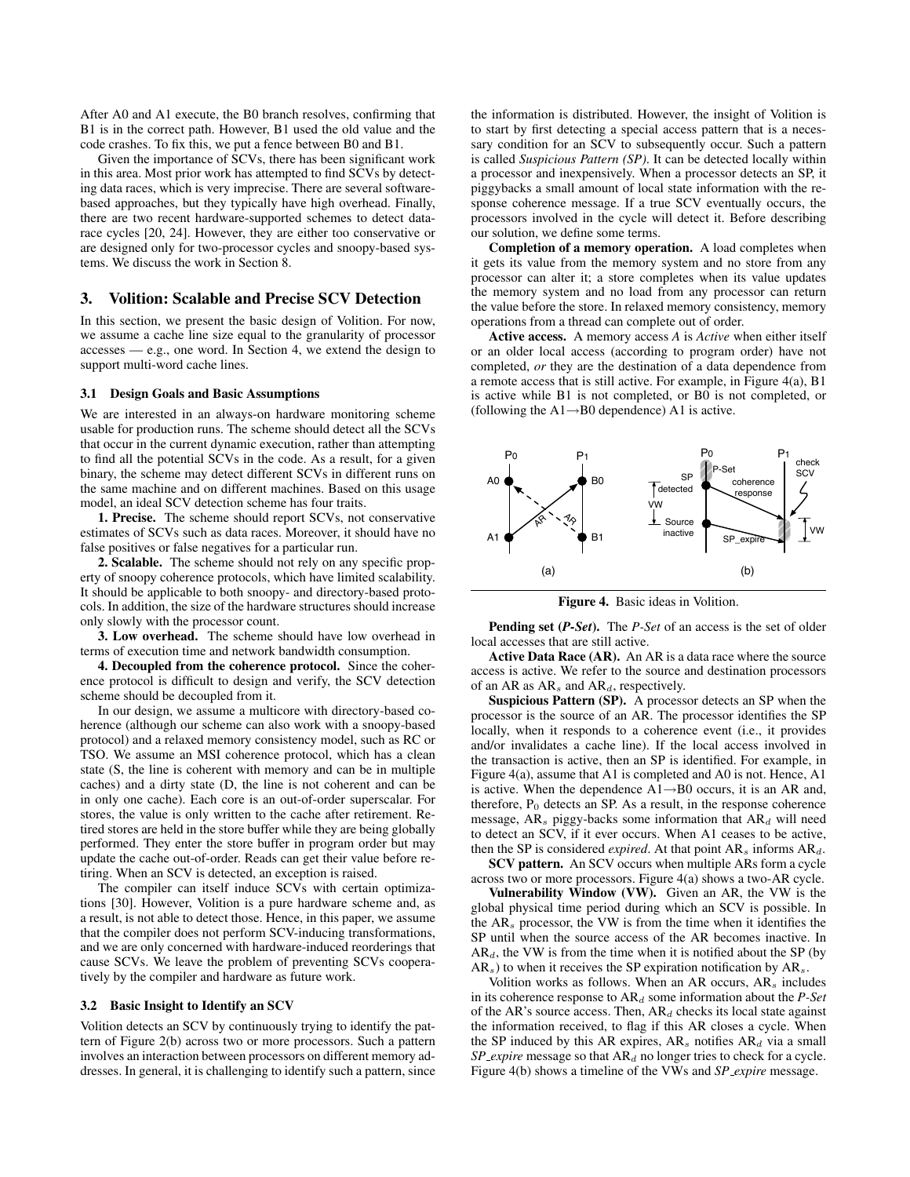After A0 and A1 execute, the B0 branch resolves, confirming that B1 is in the correct path. However, B1 used the old value and the code crashes. To fix this, we put a fence between B0 and B1.

Given the importance of SCVs, there has been significant work in this area. Most prior work has attempted to find SCVs by detecting data races, which is very imprecise. There are several software-based approaches, but they typically have high overhead. Finally, there are two recent hardware-supported schemes to detect data-race cycles [20, 24]. However, they are either too conservative or are designed only for two-processor cycles and snoopy-based systems. We discuss the work in Section 8.

## 3. Volition: Scalable and Precise SCV Detection

In this section, we present the basic design of Volition. For now, we assume a cache line size equal to the granularity of processor accesses — e.g., one word. In Section 4, we extend the design to support multi-word cache lines.

### 3.1 Design Goals and Basic Assumptions

We are interested in an always-on hardware monitoring scheme usable for production runs. The scheme should detect all the SCVs that occur in the current dynamic execution, rather than attempting to find all the potential SCVs in the code. As a result, for a given binary, the scheme may detect different SCVs in different runs on the same machine and on different machines. Based on this usage model, an ideal SCV detection scheme has four traits.

**1. Precise.** The scheme should report SCVs, not conservative estimates of SCVs such as data races. Moreover, it should have no false positives or false negatives for a particular run.

**2. Scalable.** The scheme should not rely on any specific property of snoopy coherence protocols, which have limited scalability. It should be applicable to both snoopy- and directory-based protocols. In addition, the size of the hardware structures should increase only slowly with the processor count.

**3. Low overhead.** The scheme should have low overhead in terms of execution time and network bandwidth consumption.

**4. Decoupled from the coherence protocol.** Since the coherence protocol is difficult to design and verify, the SCV detection scheme should be decoupled from it.

In our design, we assume a multicore with directory-based coherence (although our scheme can also work with a snoopy-based protocol) and a relaxed memory consistency model, such as RC or TSO. We assume an MSI coherence protocol, which has a clean state (S, the line is coherent with memory and can be in multiple caches) and a dirty state (D, the line is not coherent and can be in only one cache). Each core is an out-of-order superscalar. For stores, the value is only written to the cache after retirement. Retired stores are held in the store buffer while they are being globally performed. They enter the store buffer in program order but may update the cache out-of-order. Reads can get their value before retiring. When an SCV is detected, an exception is raised.

The compiler can itself induce SCVs with certain optimizations [30]. However, Volition is a pure hardware scheme and, as a result, is not able to detect those. Hence, in this paper, we assume that the compiler does not perform SCV-inducing transformations, and we are only concerned with hardware-induced reorderings that cause SCVs. We leave the problem of preventing SCVs cooperatively by the compiler and hardware as future work.

### 3.2 Basic Insight to Identify an SCV

Volition detects an SCV by continuously trying to identify the pattern of Figure 2(b) across two or more processors. Such a pattern involves an interaction between processors on different memory addresses. In general, it is challenging to identify such a pattern, since the information is distributed. However, the insight of Volition is to start by first detecting a special access pattern that is a necessary condition for an SCV to subsequently occur. Such a pattern is called *Suspicious Pattern (SP)*. It can be detected locally within a processor and inexpensively. When a processor detects an SP, it piggybacks a small amount of local state information with the response coherence message. If a true SCV eventually occurs, the processors involved in the cycle will detect it. Before describing our solution, we define some terms.

**Completion of a memory operation.** A load completes when it gets its value from the memory system and no store from any processor can alter it; a store completes when its value updates the memory system and no load from any processor can return the value before the store. In relaxed memory consistency, memory operations from a thread can complete out of order.

**Active access.** A memory access *A* is *Active* when either itself or an older local access (according to program order) have not completed, *or* they are the destination of a data dependence from a remote access that is still active. For example, in Figure 4(a), B1 is active while B1 is not completed, or B0 is not completed, or (following the A1→B0 dependence) A1 is active.

Figure 4. Basic ideas in Volition.

**Pending set (*P-Set*).** The *P-Set* of an access is the set of older local accesses that are still active.

**Active Data Race (AR).** An AR is a data race where the source access is active. We refer to the source and destination processors of an AR as $AR_s$ and $AR_d$, respectively.

**Suspicious Pattern (SP).** A processor detects an SP when the processor is the source of an AR. The processor identifies the SP locally, when it responds to a coherence event (i.e., it provides and/or invalidates a cache line). If the local access involved in the transaction is active, then an SP is identified. For example, in Figure 4(a), assume that A1 is completed and A0 is not. Hence, A1 is active. When the dependence A1→B0 occurs, it is an AR and, therefore, $P_0$ detects an SP. As a result, in the response coherence message, $AR_s$ piggy-backs some information that $AR_d$ will need to detect an SCV, if it ever occurs. When A1 ceases to be active, then the SP is considered *expired*. At that point $AR_s$ informs $AR_d$.

**SCV pattern.** An SCV occurs when multiple ARs form a cycle across two or more processors. Figure 4(a) shows a two-AR cycle.

**Vulnerability Window (VW).** Given an AR, the VW is the global physical time period during which an SCV is possible. In the $AR_s$ processor, the VW is from the time when it identifies the SP until when the source access of the AR becomes inactive. In $AR_d$, the VW is from the time when it is notified about the SP (by $AR_s$) to when it receives the SP expiration notification by $AR_s$.

Volition works as follows. When an AR occurs, $AR_s$ includes in its coherence response to $AR_d$ some information about the *P-Set* of the AR's source access. Then, $AR_d$ checks its local state against the information received, to flag if this AR closes a cycle. When the SP induced by this AR expires, $AR_s$ notifies $AR_d$ via a small *SP_expire* message so that $AR_d$ no longer tries to check for a cycle. Figure 4(b) shows a timeline of the VWs and *SP_expire* message.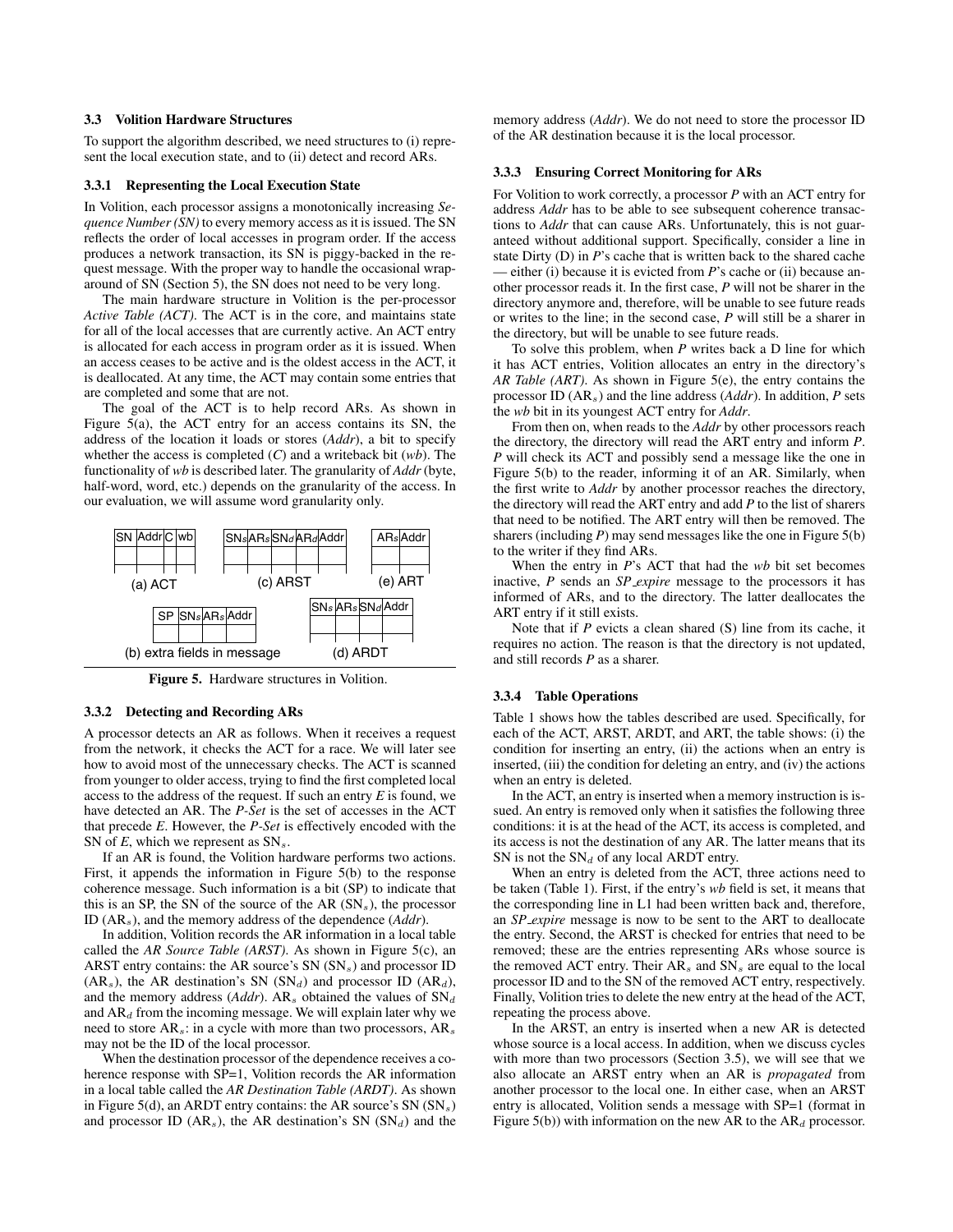### 3.3 Volition Hardware Structures

To support the algorithm described, we need structures to (i) represent the local execution state, and to (ii) detect and record ARs.

#### 3.3.1 Representing the Local Execution State

In Volition, each processor assigns a monotonically increasing *Sequence Number (SN)* to every memory access as it is issued. The SN reflects the order of local accesses in program order. If the access produces a network transaction, its SN is piggy-backed in the request message. With the proper way to handle the occasional wraparound of SN (Section 5), the SN does not need to be very long.

The main hardware structure in Volition is the per-processor *Active Table (ACT)*. The ACT is in the core, and maintains state for all of the local accesses that are currently active. An ACT entry is allocated for each access in program order as it is issued. When an access ceases to be active and is the oldest access in the ACT, it is deallocated. At any time, the ACT may contain some entries that are completed and some that are not.

The goal of the ACT is to help record ARs. As shown in Figure 5(a), the ACT entry for an access contains its SN, the address of the location it loads or stores (*Addr*), a bit to specify whether the access is completed (*C*) and a writeback bit (*wb*). The functionality of *wb* is described later. The granularity of *Addr* (byte, half-word, word, etc.) depends on the granularity of the access. In our evaluation, we will assume word granularity only.

(a) ACT

| SN | Addr | C | wb |
|---|---|---|---|
| | | | |

(c) ARST

| $SN_s$ | $AR_s$ | $SN_d$ | $AR_d$ | Addr |
|---|---|---|---|---|
| | | | | |

(e) ART

| $AR_s$ | Addr |
|---|---|
| | |

(b) extra fields in message

| SP | $SN_s$ | $AR_s$ | Addr |
|---|---|---|---|
| | | | |

(d) ARDT

| $SN_s$ | $AR_s$ | $SN_d$ | Addr |
|---|---|---|---|
| | | | |

**Figure 5.** Hardware structures in Volition.

#### 3.3.2 Detecting and Recording ARs

A processor detects an AR as follows. When it receives a request from the network, it checks the ACT for a race. We will later see how to avoid most of the unnecessary checks. The ACT is scanned from younger to older access, trying to find the first completed local access to the address of the request. If such an entry *E* is found, we have detected an AR. The *P-Set* is the set of accesses in the ACT that precede *E*. However, the *P-Set* is effectively encoded with the SN of *E*, which we represent as $SN_s$.

If an AR is found, the Volition hardware performs two actions. First, it appends the information in Figure 5(b) to the response coherence message. Such information is a bit (SP) to indicate that this is an SP, the SN of the source of the AR ($SN_s$), the processor ID ($AR_s$), and the memory address of the dependence (*Addr*).

In addition, Volition records the AR information in a local table called the *AR Source Table (ARST)*. As shown in Figure 5(c), an ARST entry contains: the AR source's SN ($SN_s$) and processor ID ($AR_s$), the AR destination's SN ($SN_d$) and processor ID ($AR_d$), and the memory address (*Addr*). $AR_s$ obtained the values of $SN_d$ and $AR_d$ from the incoming message. We will explain later why we need to store $AR_s$: in a cycle with more than two processors, $AR_s$ may not be the ID of the local processor.

When the destination processor of the dependence receives a coherence response with SP=1, Volition records the AR information in a local table called the *AR Destination Table (ARDT)*. As shown in Figure 5(d), an ARDT entry contains: the AR source's SN ($SN_s$) and processor ID ($AR_s$), the AR destination's SN ($SN_d$) and the memory address (*Addr*). We do not need to store the processor ID of the AR destination because it is the local processor.

#### 3.3.3 Ensuring Correct Monitoring for ARs

For Volition to work correctly, a processor *P* with an ACT entry for address *Addr* has to be able to see subsequent coherence transactions to *Addr* that can cause ARs. Unfortunately, this is not guaranteed without additional support. Specifically, consider a line in state Dirty (D) in *P*'s cache that is written back to the shared cache — either (i) because it is evicted from *P*'s cache or (ii) because another processor reads it. In the first case, *P* will not be sharer in the directory anymore and, therefore, will be unable to see future reads or writes to the line; in the second case, *P* will still be a sharer in the directory, but will be unable to see future reads.

To solve this problem, when *P* writes back a D line for which it has ACT entries, Volition allocates an entry in the directory's *AR Table (ART)*. As shown in Figure 5(e), the entry contains the processor ID ($AR_s$) and the line address (*Addr*). In addition, *P* sets the *wb* bit in its youngest ACT entry for *Addr*.

From then on, when reads to the *Addr* by other processors reach the directory, the directory will read the ART entry and inform *P*. *P* will check its ACT and possibly send a message like the one in Figure 5(b) to the reader, informing it of an AR. Similarly, when the first write to *Addr* by another processor reaches the directory, the directory will read the ART entry and add *P* to the list of sharers that need to be notified. The ART entry will then be removed. The sharers (including *P*) may send messages like the one in Figure 5(b) to the writer if they find ARs.

When the entry in *P*'s ACT that had the *wb* bit set becomes inactive, *P* sends an *SP_expire* message to the processors it has informed of ARs, and to the directory. The latter deallocates the ART entry if it still exists.

Note that if *P* evicts a clean shared (S) line from its cache, it requires no action. The reason is that the directory is not updated, and still records *P* as a sharer.

#### 3.3.4 Table Operations

Table 1 shows how the tables described are used. Specifically, for each of the ACT, ARST, ARDT, and ART, the table shows: (i) the condition for inserting an entry, (ii) the actions when an entry is inserted, (iii) the condition for deleting an entry, and (iv) the actions when an entry is deleted.

In the ACT, an entry is inserted when a memory instruction is issued. An entry is removed only when it satisfies the following three conditions: it is at the head of the ACT, its access is completed, and its access is not the destination of any AR. The latter means that its SN is not the $SN_d$ of any local ARDT entry.

When an entry is deleted from the ACT, three actions need to be taken (Table 1). First, if the entry's *wb* field is set, it means that the corresponding line in L1 had been written back and, therefore, an *SP_expire* message is now to be sent to the ART to deallocate the entry. Second, the ARST is checked for entries that need to be removed; these are the entries representing ARs whose source is the removed ACT entry. Their $AR_s$ and $SN_s$ are equal to the local processor ID and to the SN of the removed ACT entry, respectively. Finally, Volition tries to delete the new entry at the head of the ACT, repeating the process above.

In the ARST, an entry is inserted when a new AR is detected whose source is a local access. In addition, when we discuss cycles with more than two processors (Section 3.5), we will see that we also allocate an ARST entry when an AR is *propagated* from another processor to the local one. In either case, when an ARST entry is allocated, Volition sends a message with SP=1 (format in Figure 5(b)) with information on the new AR to the $AR_d$ processor.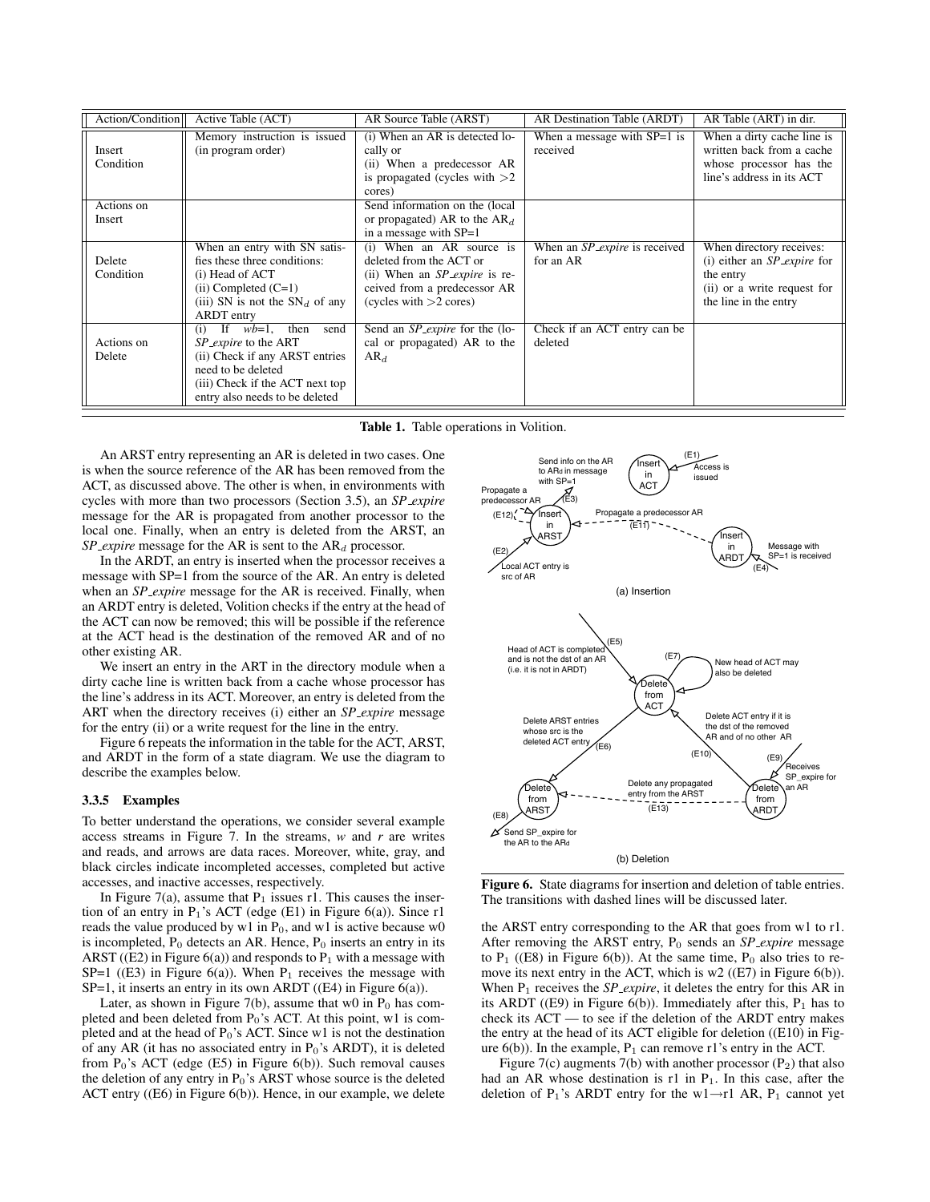| Action/Condition | Active Table (ACT) | AR Source Table (ARST) | AR Destination Table (ARDT) | AR Table (ART) in dir. |
|---|---|---|---|---|
| Insert Condition | Memory instruction is issued (in program order) | (i) When an AR is detected locally or (ii) When a predecessor AR is propagated (cycles with >2 cores) | When a message with SP=1 is received | When a dirty cache line is written back from a cache whose processor has the line's address in its ACT |
| Actions on Insert | | Send information on the (local or propagated) AR to the $AR_d$ in a message with SP=1 | | |
| Delete Condition | When an entry with SN satisfies these three conditions: (i) Head of ACT (ii) Completed (C=1) (iii) SN is not the $SN_d$ of any ARDT entry | (i) When an AR source is deleted from the ACT or (ii) When an *SP_expire* is received from a predecessor AR (cycles with >2 cores) | When an *SP_expire* is received for an AR | When directory receives: (i) either an *SP_expire* for the entry (ii) or a write request for the line in the entry |
| Actions on Delete | (i) If *wb*=1, then send *SP_expire* to the ART (ii) Check if any ARST entries need to be deleted (iii) Check if the ACT next top entry also needs to be deleted | Send an *SP_expire* for the (local or propagated) AR to the $AR_d$ | Check if an ACT entry can be deleted | |

**Table 1.** Table operations in Volition.

An ARST entry representing an AR is deleted in two cases. One is when the source reference of the AR has been removed from the ACT, as discussed above. The other is when, in environments with cycles with more than two processors (Section 3.5), an *SP_expire* message for the AR is propagated from another processor to the local one. Finally, when an entry is deleted from the ARST, an *SP_expire* message for the AR is sent to the $AR_d$ processor.

In the ARDT, an entry is inserted when the processor receives a message with SP=1 from the source of the AR. An entry is deleted when an *SP_expire* message for the AR is received. Finally, when an ARDT entry is deleted, Volition checks if the entry at the head of the ACT can now be removed; this will be possible if the reference at the ACT head is the destination of the removed AR and of no other existing AR.

We insert an entry in the ART in the directory module when a dirty cache line is written back from a cache whose processor has the line's address in its ACT. Moreover, an entry is deleted from the ART when the directory receives (i) either an *SP_expire* message for the entry (ii) or a write request for the line in the entry.

Figure 6 repeats the information in the table for the ACT, ARST, and ARDT in the form of a state diagram. We use the diagram to describe the examples below.

### 3.3.5 Examples

To better understand the operations, we consider several example access streams in Figure 7. In the streams, *w* and *r* are writes and reads, and arrows are data races. Moreover, white, gray, and black circles indicate incompleted accesses, completed but active accesses, and inactive accesses, respectively.

In Figure 7(a), assume that $P_1$ issues r1. This causes the insertion of an entry in $P_1$'s ACT (edge (E1) in Figure 6(a)). Since r1 reads the value produced by w1 in $P_0$, and w1 is active because w0 is incompleted, $P_0$ detects an AR. Hence, $P_0$ inserts an entry in its ARST ((E2) in Figure 6(a)) and responds to $P_1$ with a message with SP=1 ((E3) in Figure 6(a)). When $P_1$ receives the message with SP=1, it inserts an entry in its own ARDT ((E4) in Figure 6(a)).

Later, as shown in Figure 7(b), assume that w0 in $P_0$ has completed and been deleted from $P_0$'s ACT. At this point, w1 is completed and at the head of $P_0$'s ACT. Since w1 is not the destination of any AR (it has no associated entry in $P_0$'s ARDT), it is deleted from $P_0$'s ACT (edge (E5) in Figure 6(b)). Such removal causes the deletion of any entry in $P_0$'s ARST whose source is the deleted ACT entry ((E6) in Figure 6(b)). Hence, in our example, we delete the ARST entry corresponding to the AR that goes from w1 to r1. After removing the ARST entry, $P_0$ sends an *SP_expire* message to $P_1$ ((E8) in Figure 6(b)). At the same time, $P_0$ also tries to remove its next entry in the ACT, which is w2 ((E7) in Figure 6(b)). When $P_1$ receives the *SP_expire*, it deletes the entry for this AR in its ARDT ((E9) in Figure 6(b)). Immediately after this, $P_1$ has to check its ACT — to see if the deletion of the ARDT entry makes the entry at the head of its ACT eligible for deletion ((E10) in Figure 6(b)). In the example, $P_1$ can remove r1's entry in the ACT.

**Figure 6.** State diagrams for insertion and deletion of table entries. The transitions with dashed lines will be discussed later.

Figure 7(c) augments 7(b) with another processor ($P_2$) that also had an AR whose destination is r1 in $P_1$. In this case, after the deletion of $P_1$'s ARDT entry for the w1→r1 AR, $P_1$ cannot yet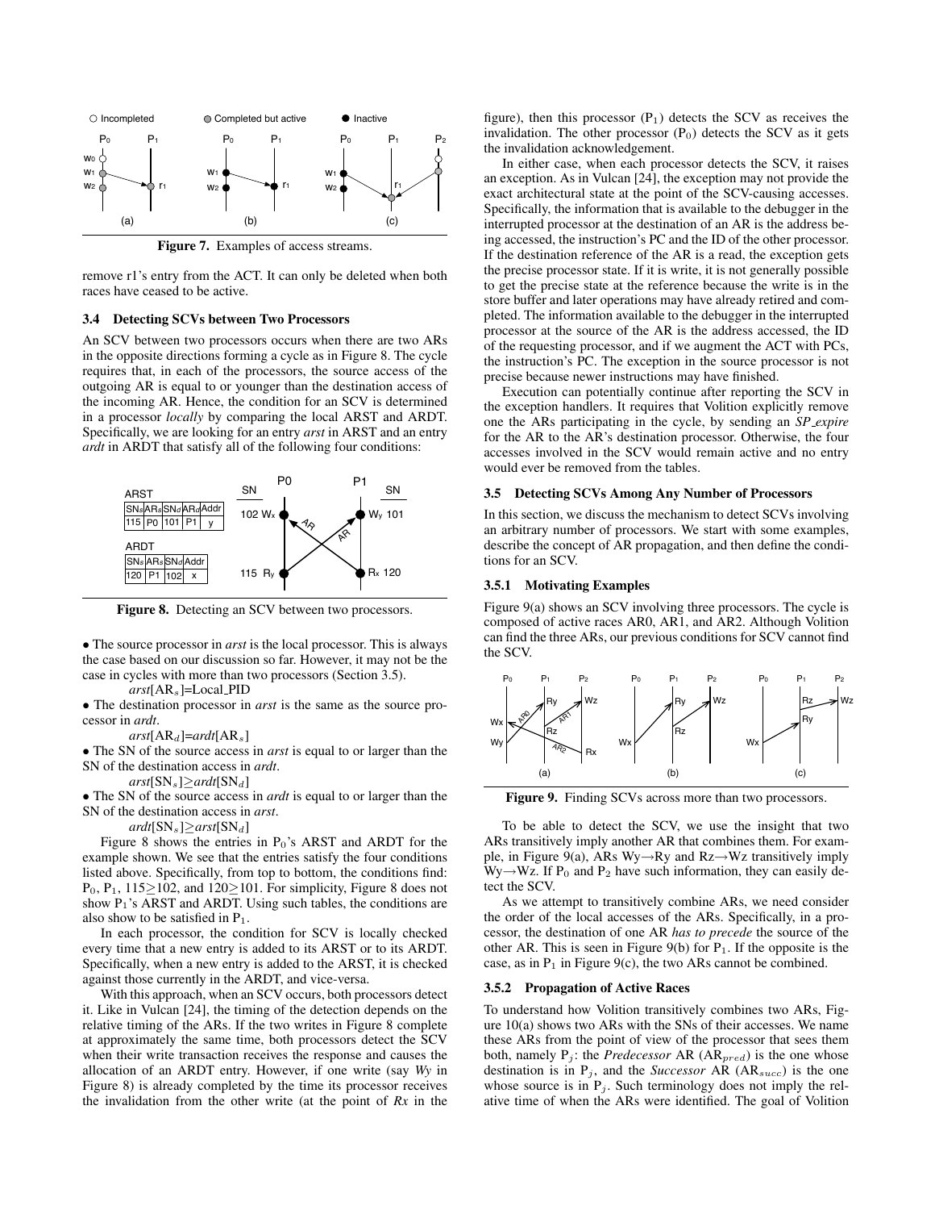Figure 7. Examples of access streams.

remove r1's entry from the ACT. It can only be deleted when both races have ceased to be active.

### 3.4 Detecting SCVs between Two Processors

An SCV between two processors occurs when there are two ARs in the opposite directions forming a cycle as in Figure 8. The cycle requires that, in each of the processors, the source access of the outgoing AR is equal to or younger than the destination access of the incoming AR. Hence, the condition for an SCV is determined in a processor *locally* by comparing the local ARST and ARDT. Specifically, we are looking for an entry *arst* in ARST and an entry *ardt* in ARDT that satisfy all of the following four conditions:

Figure 8. Detecting an SCV between two processors.

- The source processor in *arst* is the local processor. This is always the case based on our discussion so far. However, it may not be the case in cycles with more than two processors (Section 3.5).

  *arst*[$AR_s$]=Local_PID

- The destination processor in *arst* is the same as the source processor in *ardt*.

  *arst*[$AR_d$]=*ardt*[$AR_s$]

- The SN of the source access in *arst* is equal to or larger than the SN of the destination access in *ardt*.

  *arst*[$SN_s$]$\geq$*ardt*[$SN_d$]

- The SN of the source access in *ardt* is equal to or larger than the SN of the destination access in *arst*.

  *ardt*[$SN_s$]$\geq$*arst*[$SN_d$]

Figure 8 shows the entries in $P_0$'s ARST and ARDT for the example shown. We see that the entries satisfy the four conditions listed above. Specifically, from top to bottom, the conditions find: $P_0$, $P_1$, 115$\geq$102, and 120$\geq$101. For simplicity, Figure 8 does not show $P_1$'s ARST and ARDT. Using such tables, the conditions are also show to be satisfied in $P_1$.

In each processor, the condition for SCV is locally checked every time that a new entry is added to its ARST or to its ARDT. Specifically, when a new entry is added to the ARST, it is checked against those currently in the ARDT, and vice-versa.

With this approach, when an SCV occurs, both processors detect it. Like in Vulcan [24], the timing of the detection depends on the relative timing of the ARs. If the two writes in Figure 8 complete at approximately the same time, both processors detect the SCV when their write transaction receives the response and causes the allocation of an ARDT entry. However, if one write (say *Wy* in Figure 8) is already completed by the time its processor receives the invalidation from the other write (at the point of *Rx* in the figure), then this processor ($P_1$) detects the SCV as receives the invalidation. The other processor ($P_0$) detects the SCV as it gets the invalidation acknowledgement.

In either case, when each processor detects the SCV, it raises an exception. As in Vulcan [24], the exception may not provide the exact architectural state at the point of the SCV-causing accesses. Specifically, the information that is available to the debugger in the interrupted processor at the destination of an AR is the address being accessed, the instruction's PC and the ID of the other processor. If the destination reference of the AR is a read, the exception gets the precise processor state. If it is write, it is not generally possible to get the precise state at the reference because the write is in the store buffer and later operations may have already retired and completed. The information available to the debugger in the interrupted processor at the source of the AR is the address accessed, the ID of the requesting processor, and if we augment the ACT with PCs, the instruction's PC. The exception in the source processor is not precise because newer instructions may have finished.

Execution can potentially continue after reporting the SCV in the exception handlers. It requires that Volition explicitly remove one the ARs participating in the cycle, by sending an *SP_expire* for the AR to the AR's destination processor. Otherwise, the four accesses involved in the SCV would remain active and no entry would ever be removed from the tables.

### 3.5 Detecting SCVs Among Any Number of Processors

In this section, we discuss the mechanism to detect SCVs involving an arbitrary number of processors. We start with some examples, describe the concept of AR propagation, and then define the conditions for an SCV.

#### 3.5.1 Motivating Examples

Figure 9(a) shows an SCV involving three processors. The cycle is composed of active races AR0, AR1, and AR2. Although Volition can find the three ARs, our previous conditions for SCV cannot find the SCV.

Figure 9. Finding SCVs across more than two processors.

To be able to detect the SCV, we use the insight that two ARs transitively imply another AR that combines them. For example, in Figure 9(a), ARs Wy→Ry and Rz→Wz transitively imply Wy→Wz. If $P_0$ and $P_2$ have such information, they can easily detect the SCV.

As we attempt to transitively combine ARs, we need consider the order of the local accesses of the ARs. Specifically, in a processor, the destination of one AR *has to precede* the source of the other AR. This is seen in Figure 9(b) for $P_1$. If the opposite is the case, as in $P_1$ in Figure 9(c), the two ARs cannot be combined.

#### 3.5.2 Propagation of Active Races

To understand how Volition transitively combines two ARs, Figure 10(a) shows two ARs with the SNs of their accesses. We name these ARs from the point of view of the processor that sees them both, namely $P_j$: the *Predecessor* AR ($AR_{pred}$) is the one whose destination is in $P_j$, and the *Successor* AR ($AR_{succ}$) is the one whose source is in $P_j$. Such terminology does not imply the relative time of when the ARs were identified. The goal of Volition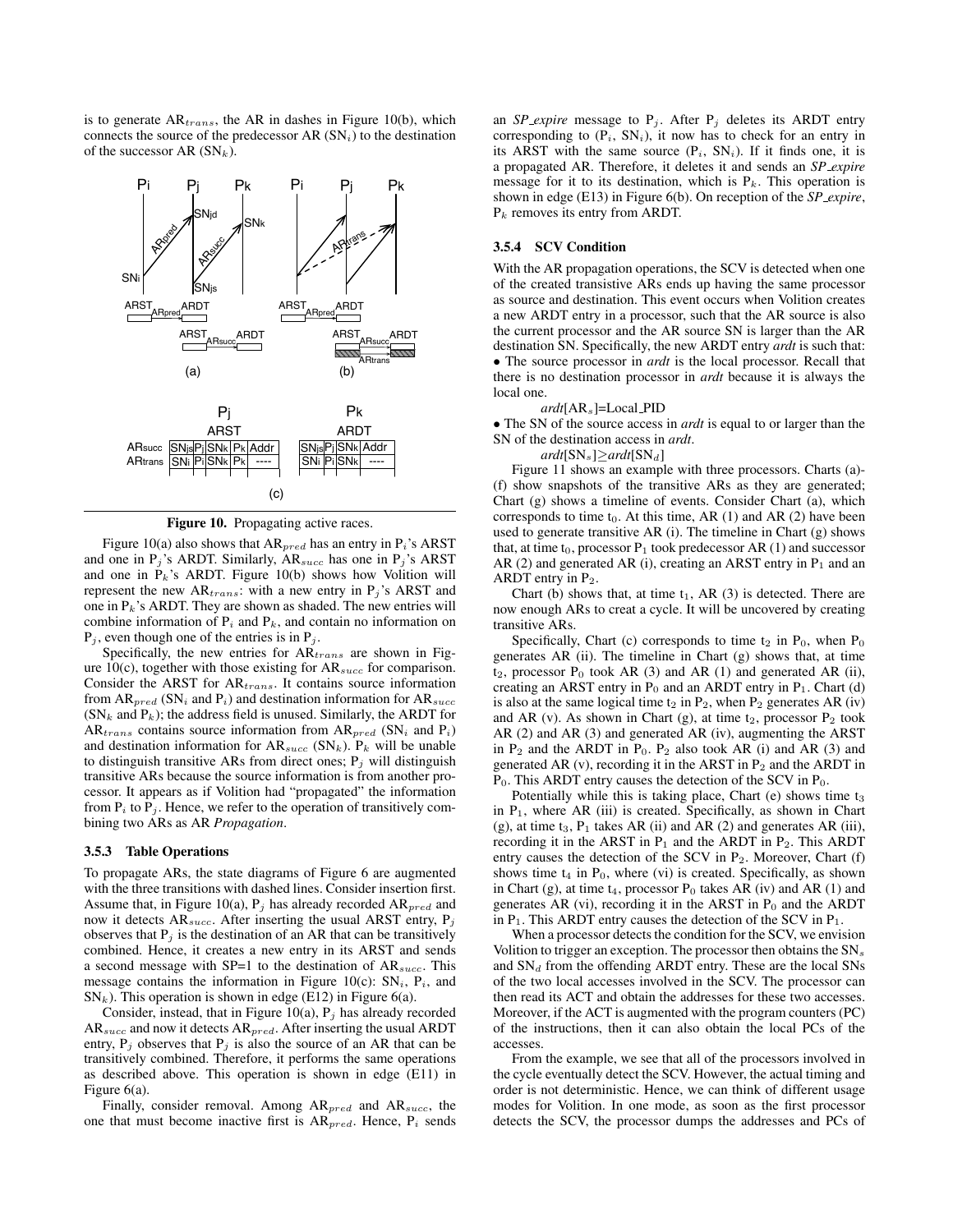is to generate $AR_{trans}$, the AR in dashes in Figure 10(b), which connects the source of the predecessor AR ($SN_i$) to the destination of the successor AR ($SN_k$).

| | ARST | | | | | ARDT | | | |
|---|---|---|---|---|---|---|---|---|---|
| | $P_j$ | | | | | $P_k$ | | | |
| $AR_{succ}$ | $SN_{js}$ | $P_j$ | $SN_k$ | $P_k$ | Addr | $SN_{js}$ | $P_j$ | $SN_k$ | Addr |
| $AR_{trans}$ | $SN_i$ | $P_i$ | $SN_k$ | $P_k$ | ---- | $SN_i$ | $P_i$ | $SN_k$ | ---- |

**Figure 10.** Propagating active races.

Figure 10(a) also shows that $AR_{pred}$ has an entry in $P_i$'s ARST and one in $P_j$'s ARDT. Similarly, $AR_{succ}$ has one in $P_j$'s ARST and one in $P_k$'s ARDT. Figure 10(b) shows how Volition will represent the new $AR_{trans}$: with a new entry in $P_j$'s ARST and one in $P_k$'s ARDT. They are shown as shaded. The new entries will combine information of $P_i$ and $P_k$, and contain no information on $P_j$, even though one of the entries is in $P_j$.

Specifically, the new entries for $AR_{trans}$ are shown in Figure 10(c), together with those existing for $AR_{succ}$ for comparison. Consider the ARST for $AR_{trans}$. It contains source information from $AR_{pred}$ ($SN_i$ and $P_i$) and destination information for $AR_{succ}$ ($SN_k$ and $P_k$); the address field is unused. Similarly, the ARDT for $AR_{trans}$ contains source information from $AR_{pred}$ ($SN_i$ and $P_i$) and destination information for $AR_{succ}$ ($SN_k$). $P_k$ will be unable to distinguish transitive ARs from direct ones; $P_j$ will distinguish transitive ARs because the source information is from another processor. It appears as if Volition had "propagated" the information from $P_i$ to $P_j$. Hence, we refer to the operation of transitively combining two ARs as AR *Propagation*.

### 3.5.3 Table Operations

To propagate ARs, the state diagrams of Figure 6 are augmented with the three transitions with dashed lines. Consider insertion first. Assume that, in Figure 10(a), $P_j$ has already recorded $AR_{pred}$ and now it detects $AR_{succ}$. After inserting the usual ARST entry, $P_j$ observes that $P_j$ is the destination of an AR that can be transitively combined. Hence, it creates a new entry in its ARST and sends a second message with SP=1 to the destination of $AR_{succ}$. This message contains the information in Figure 10(c): $SN_i$, $P_i$, and $SN_k$). This operation is shown in edge (E12) in Figure 6(a).

Consider, instead, that in Figure 10(a), $P_j$ has already recorded $AR_{succ}$ and now it detects $AR_{pred}$. After inserting the usual ARDT entry, $P_j$ observes that $P_j$ is also the source of an AR that can be transitively combined. Therefore, it performs the same operations as described above. This operation is shown in edge (E11) in Figure 6(a).

Finally, consider removal. Among $AR_{pred}$ and $AR_{succ}$, the one that must become inactive first is $AR_{pred}$. Hence, $P_i$ sends an *SP_expire* message to $P_j$. After $P_j$ deletes its ARDT entry corresponding to ($P_i$, $SN_i$), it now has to check for an entry in its ARST with the same source ($P_i$, $SN_i$). If it finds one, it is a propagated AR. Therefore, it deletes it and sends an *SP_expire* message for it to its destination, which is $P_k$. This operation is shown in edge (E13) in Figure 6(b). On reception of the *SP_expire*, $P_k$ removes its entry from ARDT.

### 3.5.4 SCV Condition

With the AR propagation operations, the SCV is detected when one of the created transistive ARs ends up having the same processor as source and destination. This event occurs when Volition creates a new ARDT entry in a processor, such that the AR source is also the current processor and the AR source SN is larger than the AR destination SN. Specifically, the new ARDT entry *ardt* is such that:

- The source processor in *ardt* is the local processor. Recall that there is no destination processor in *ardt* because it is always the local one.

  *ardt*[$AR_s$]=Local_PID

- The SN of the source access in *ardt* is equal to or larger than the SN of the destination access in *ardt*.

  *ardt*[$SN_s$]$\geq$*ardt*[$SN_d$]

Figure 11 shows an example with three processors. Charts (a)-(f) show snapshots of the transitive ARs as they are generated; Chart (g) shows a timeline of events. Consider Chart (a), which corresponds to time $t_0$. At this time, AR (1) and AR (2) have been used to generate transitive AR (i). The timeline in Chart (g) shows that, at time $t_0$, processor $P_1$ took predecessor AR (1) and successor AR (2) and generated AR (i), creating an ARST entry in $P_1$ and an ARDT entry in $P_2$.

Chart (b) shows that, at time $t_1$, AR (3) is detected. There are now enough ARs to creat a cycle. It will be uncovered by creating transitive ARs.

Specifically, Chart (c) corresponds to time $t_2$ in $P_0$, when $P_0$ generates AR (ii). The timeline in Chart (g) shows that, at time $t_2$, processor $P_0$ took AR (3) and AR (1) and generated AR (ii), creating an ARST entry in $P_0$ and an ARDT entry in $P_1$. Chart (d) is also at the same logical time $t_2$ in $P_2$, when $P_2$ generates AR (iv) and AR (v). As shown in Chart (g), at time $t_2$, processor $P_2$ took AR (2) and AR (3) and generated AR (iv), augmenting the ARST in $P_2$ and the ARDT in $P_0$. $P_2$ also took AR (i) and AR (3) and generated AR (v), recording it in the ARST in $P_2$ and the ARDT in $P_0$. This ARDT entry causes the detection of the SCV in $P_0$.

Potentially while this is taking place, Chart (e) shows time $t_3$ in $P_1$, where AR (iii) is created. Specifically, as shown in Chart (g), at time $t_3$, $P_1$ takes AR (ii) and AR (2) and generates AR (iii), recording it in the ARST in $P_1$ and the ARDT in $P_2$. This ARDT entry causes the detection of the SCV in $P_2$. Moreover, Chart (f) shows time $t_4$ in $P_0$, where (vi) is created. Specifically, as shown in Chart (g), at time $t_4$, processor $P_0$ takes AR (iv) and AR (1) and generates AR (vi), recording it in the ARST in $P_0$ and the ARDT in $P_1$. This ARDT entry causes the detection of the SCV in $P_1$.

When a processor detects the condition for the SCV, we envision Volition to trigger an exception. The processor then obtains the $SN_s$ and $SN_d$ from the offending ARDT entry. These are the local SNs of the two local accesses involved in the SCV. The processor can then read its ACT and obtain the addresses for these two accesses. Moreover, if the ACT is augmented with the program counters (PC) of the instructions, then it can also obtain the local PCs of the accesses.

From the example, we see that all of the processors involved in the cycle eventually detect the SCV. However, the actual timing and order is not deterministic. Hence, we can think of different usage modes for Volition. In one mode, as soon as the first processor detects the SCV, the processor dumps the addresses and PCs of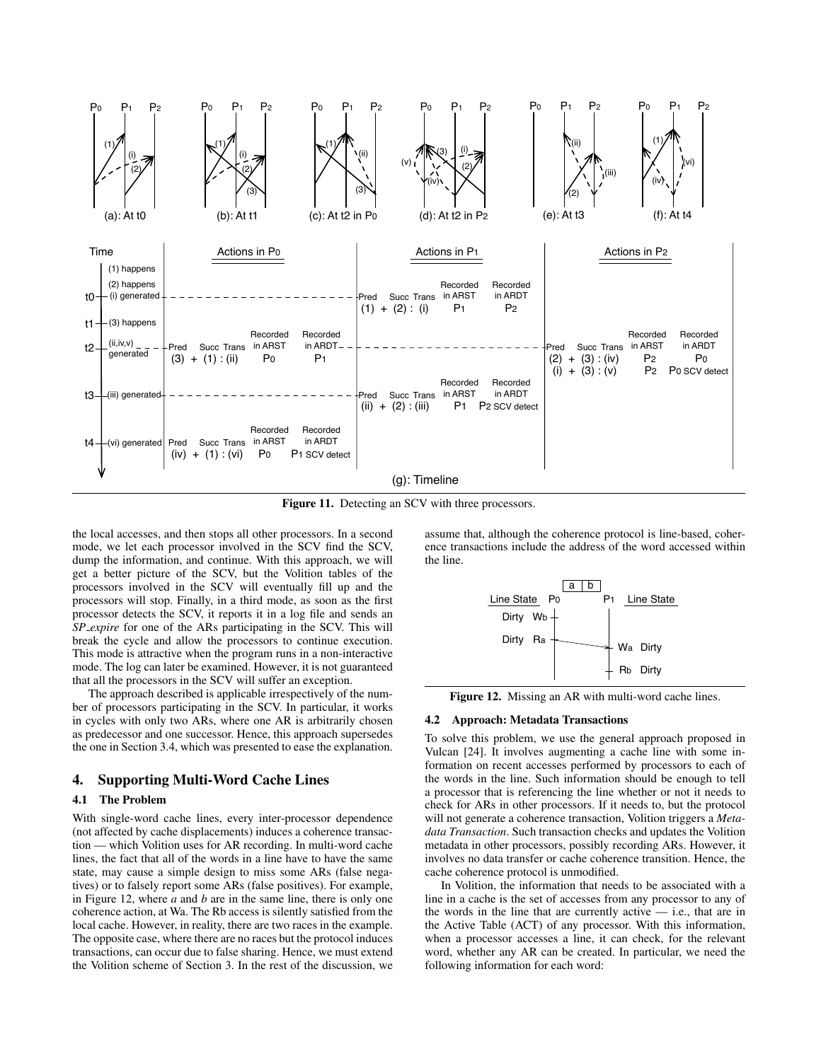Figure 11. Detecting an SCV with three processors.

the local accesses, and then stops all other processors. In a second mode, we let each processor involved in the SCV find the SCV, dump the information, and continue. With this approach, we will get a better picture of the SCV, but the Volition tables of the processors involved in the SCV will eventually fill up and the processors will stop. Finally, in a third mode, as soon as the first processor detects the SCV, it reports it in a log file and sends an *SP_expire* for one of the ARs participating in the SCV. This will break the cycle and allow the processors to continue execution. This mode is attractive when the program runs in a non-interactive mode. The log can later be examined. However, it is not guaranteed that all the processors in the SCV will suffer an exception.

The approach described is applicable irrespectively of the number of processors participating in the SCV. In particular, it works in cycles with only two ARs, where one AR is arbitrarily chosen as predecessor and one successor. Hence, this approach supersedes the one in Section 3.4, which was presented to ease the explanation.

## 4. Supporting Multi-Word Cache Lines

### 4.1 The Problem

With single-word cache lines, every inter-processor dependence (not affected by cache displacements) induces a coherence transaction — which Volition uses for AR recording. In multi-word cache lines, the fact that all of the words in a line have to have the same state, may cause a simple design to miss some ARs (false negatives) or to falsely report some ARs (false positives). For example, in Figure 12, where *a* and *b* are in the same line, there is only one coherence action, at Wa. The Rb access is silently satisfied from the local cache. However, in reality, there are two races in the example. The opposite case, where there are no races but the protocol induces transactions, can occur due to false sharing. Hence, we must extend the Volition scheme of Section 3. In the rest of the discussion, we assume that, although the coherence protocol is line-based, coherence transactions include the address of the word accessed within the line.

Figure 12. Missing an AR with multi-word cache lines.

### 4.2 Approach: Metadata Transactions

To solve this problem, we use the general approach proposed in Vulcan [24]. It involves augmenting a cache line with some information on recent accesses performed by processors to each of the words in the line. Such information should be enough to tell a processor that is referencing the line whether or not it needs to check for ARs in other processors. If it needs to, but the protocol will not generate a coherence transaction, Volition triggers a *Metadata Transaction*. Such transaction checks and updates the Volition metadata in other processors, possibly recording ARs. However, it involves no data transfer or cache coherence transition. Hence, the cache coherence protocol is unmodified.

In Volition, the information that needs to be associated with a line in a cache is the set of accesses from any processor to any of the words in the line that are currently active — i.e., that are in the Active Table (ACT) of any processor. With this information, when a processor accesses a line, it can check, for the relevant word, whether any AR can be created. In particular, we need the following information for each word: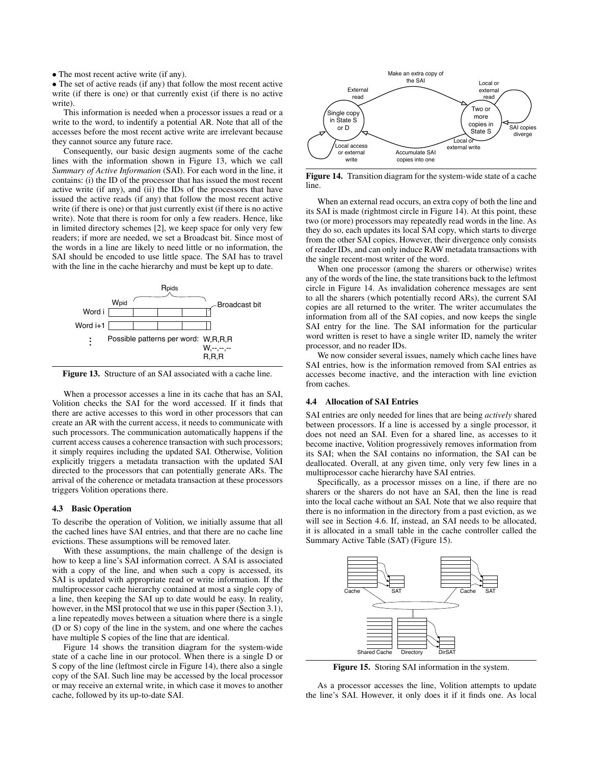• The most recent active write (if any).

• The set of active reads (if any) that follow the most recent active write (if there is one) or that currently exist (if there is no active write).

This information is needed when a processor issues a read or a write to the word, to indentify a potential AR. Note that all of the accesses before the most recent active write are irrelevant because they cannot source any future race.

Consequently, our basic design augments some of the cache lines with the information shown in Figure 13, which we call *Summary of Active Information* (SAI). For each word in the line, it contains: (i) the ID of the processor that has issued the most recent active write (if any), and (ii) the IDs of the processors that have issued the active reads (if any) that follow the most recent active write (if there is one) or that just currently exist (if there is no active write). Note that there is room for only a few readers. Hence, like in limited directory schemes [2], we keep space for only very few readers; if more are needed, we set a Broadcast bit. Since most of the words in a line are likely to need little or no information, the SAI should be encoded to use little space. The SAI has to travel with the line in the cache hierarchy and must be kept up to date.

Figure 13. Structure of an SAI associated with a cache line.

When a processor accesses a line in its cache that has an SAI, Volition checks the SAI for the word accessed. If it finds that there are active accesses to this word in other processors that can create an AR with the current access, it needs to communicate with such processors. The communication automatically happens if the current access causes a coherence transaction with such processors; it simply requires including the updated SAI. Otherwise, Volition explicitly triggers a metadata transaction with the updated SAI directed to the processors that can potentially generate ARs. The arrival of the coherence or metadata transaction at these processors triggers Volition operations there.

### 4.3 Basic Operation

To describe the operation of Volition, we initially assume that all the cached lines have SAI entries, and that there are no cache line evictions. These assumptions will be removed later.

With these assumptions, the main challenge of the design is how to keep a line's SAI information correct. A SAI is associated with a copy of the line, and when such a copy is accessed, its SAI is updated with appropriate read or write information. If the multiprocessor cache hierarchy contained at most a single copy of a line, then keeping the SAI up to date would be easy. In reality, however, in the MSI protocol that we use in this paper (Section 3.1), a line repeatedly moves between a situation where there is a single (D or S) copy of the line in the system, and one where the caches have multiple S copies of the line that are identical.

Figure 14 shows the transition diagram for the system-wide state of a cache line in our protocol. When there is a single D or S copy of the line (leftmost circle in Figure 14), there also a single copy of the SAI. Such line may be accessed by the local processor or may receive an external write, in which case it moves to another cache, followed by its up-to-date SAI.

Figure 14. Transition diagram for the system-wide state of a cache line.

When an external read occurs, an extra copy of both the line and its SAI is made (rightmost circle in Figure 14). At this point, these two (or more) processors may repeatedly read words in the line. As they do so, each updates its local SAI copy, which starts to diverge from the other SAI copies. However, their divergence only consists of reader IDs, and can only induce RAW metadata transactions with the single recent-most writer of the word.

When one processor (among the sharers or otherwise) writes any of the words of the line, the state transitions back to the leftmost circle in Figure 14. As invalidation coherence messages are sent to all the sharers (which potentially record ARs), the current SAI copies are all returned to the writer. The writer accumulates the information from all of the SAI copies, and now keeps the single SAI entry for the line. The SAI information for the particular word written is reset to have a single writer ID, namely the writer processor, and no reader IDs.

We now consider several issues, namely which cache lines have SAI entries, how is the information removed from SAI entries as accesses become inactive, and the interaction with line eviction from caches.

### 4.4 Allocation of SAI Entries

SAI entries are only needed for lines that are being *actively* shared between processors. If a line is accessed by a single processor, it does not need an SAI. Even for a shared line, as accesses to it become inactive, Volition progressively removes information from its SAI; when the SAI contains no information, the SAI can be deallocated. Overall, at any given time, only very few lines in a multiprocessor cache hierarchy have SAI entries.

Specifically, as a processor misses on a line, if there are no sharers or the sharers do not have an SAI, then the line is read into the local cache without an SAI. Note that we also require that there is no information in the directory from a past eviction, as we will see in Section 4.6. If, instead, an SAI needs to be allocated, it is allocated in a small table in the cache controller called the Summary Active Table (SAT) (Figure 15).

Figure 15. Storing SAI information in the system.

As a processor accesses the line, Volition attempts to update the line's SAI. However, it only does it if it finds one. As local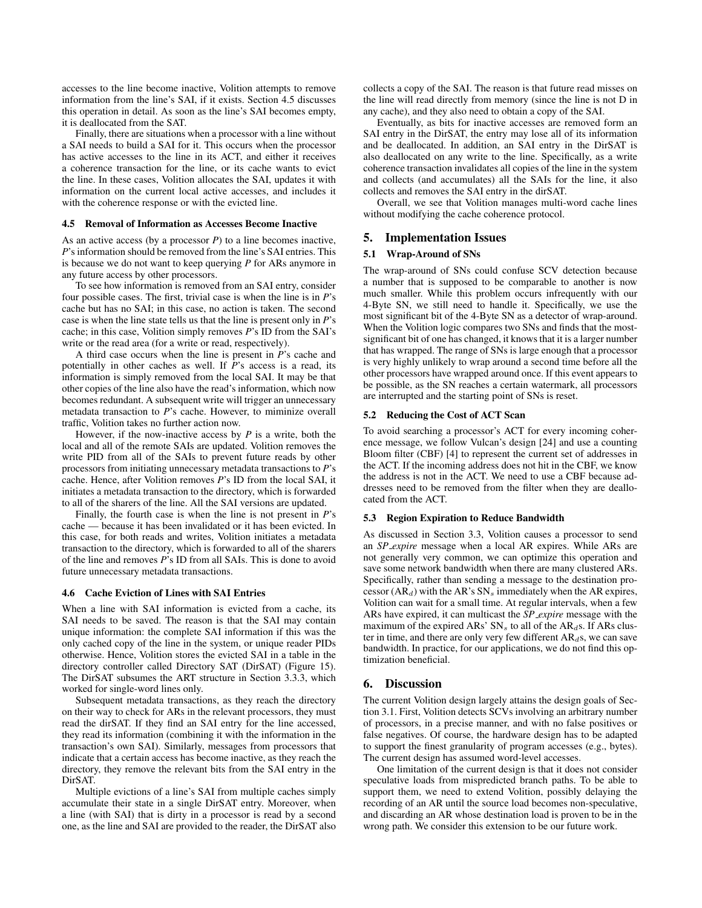accesses to the line become inactive, Volition attempts to remove information from the line's SAI, if it exists. Section 4.5 discusses this operation in detail. As soon as the line's SAI becomes empty, it is deallocated from the SAT.

Finally, there are situations when a processor with a line without a SAI needs to build a SAI for it. This occurs when the processor has active accesses to the line in its ACT, and either it receives a coherence transaction for the line, or its cache wants to evict the line. In these cases, Volition allocates the SAI, updates it with information on the current local active accesses, and includes it with the coherence response or with the evicted line.

### 4.5 Removal of Information as Accesses Become Inactive

As an active access (by a processor *P*) to a line becomes inactive, *P*'s information should be removed from the line's SAI entries. This is because we do not want to keep querying *P* for ARs anymore in any future access by other processors.

To see how information is removed from an SAI entry, consider four possible cases. The first, trivial case is when the line is in *P*'s cache but has no SAI; in this case, no action is taken. The second case is when the line state tells us that the line is present only in *P*'s cache; in this case, Volition simply removes *P*'s ID from the SAI's write or the read area (for a write or read, respectively).

A third case occurs when the line is present in *P*'s cache and potentially in other caches as well. If *P*'s access is a read, its information is simply removed from the local SAI. It may be that other copies of the line also have the read's information, which now becomes redundant. A subsequent write will trigger an unnecessary metadata transaction to *P*'s cache. However, to miminize overall traffic, Volition takes no further action now.

However, if the now-inactive access by *P* is a write, both the local and all of the remote SAIs are updated. Volition removes the write PID from all of the SAIs to prevent future reads by other processors from initiating unnecessary metadata transactions to *P*'s cache. Hence, after Volition removes *P*'s ID from the local SAI, it initiates a metadata transaction to the directory, which is forwarded to all of the sharers of the line. All the SAI versions are updated.

Finally, the fourth case is when the line is not present in *P*'s cache — because it has been invalidated or it has been evicted. In this case, for both reads and writes, Volition initiates a metadata transaction to the directory, which is forwarded to all of the sharers of the line and removes *P*'s ID from all SAIs. This is done to avoid future unnecessary metadata transactions.

### 4.6 Cache Eviction of Lines with SAI Entries

When a line with SAI information is evicted from a cache, its SAI needs to be saved. The reason is that the SAI may contain unique information: the complete SAI information if this was the only cached copy of the line in the system, or unique reader PIDs otherwise. Hence, Volition stores the evicted SAI in a table in the directory controller called Directory SAT (DirSAT) (Figure 15). The DirSAT subsumes the ART structure in Section 3.3.3, which worked for single-word lines only.

Subsequent metadata transactions, as they reach the directory on their way to check for ARs in the relevant processors, they must read the dirSAT. If they find an SAI entry for the line accessed, they read its information (combining it with the information in the transaction's own SAI). Similarly, messages from processors that indicate that a certain access has become inactive, as they reach the directory, they remove the relevant bits from the SAI entry in the DirSAT.

Multiple evictions of a line's SAI from multiple caches simply accumulate their state in a single DirSAT entry. Moreover, when a line (with SAI) that is dirty in a processor is read by a second one, as the line and SAI are provided to the reader, the DirSAT also collects a copy of the SAI. The reason is that future read misses on the line will read directly from memory (since the line is not D in any cache), and they also need to obtain a copy of the SAI.

Eventually, as bits for inactive accesses are removed form an SAI entry in the DirSAT, the entry may lose all of its information and be deallocated. In addition, an SAI entry in the DirSAT is also deallocated on any write to the line. Specifically, as a write coherence transaction invalidates all copies of the line in the system and collects (and accumulates) all the SAIs for the line, it also collects and removes the SAI entry in the dirSAT.

Overall, we see that Volition manages multi-word cache lines without modifying the cache coherence protocol.

## 5. Implementation Issues

### 5.1 Wrap-Around of SNs

The wrap-around of SNs could confuse SCV detection because a number that is supposed to be comparable to another is now much smaller. While this problem occurs infrequently with our 4-Byte SN, we still need to handle it. Specifically, we use the most significant bit of the 4-Byte SN as a detector of wrap-around. When the Volition logic compares two SNs and finds that the most-significant bit of one has changed, it knows that it is a larger number that has wrapped. The range of SNs is large enough that a processor is very highly unlikely to wrap around a second time before all the other processors have wrapped around once. If this event appears to be possible, as the SN reaches a certain watermark, all processors are interrupted and the starting point of SNs is reset.

### 5.2 Reducing the Cost of ACT Scan

To avoid searching a processor's ACT for every incoming coherence message, we follow Vulcan's design [24] and use a counting Bloom filter (CBF) [4] to represent the current set of addresses in the ACT. If the incoming address does not hit in the CBF, we know the address is not in the ACT. We need to use a CBF because addresses need to be removed from the filter when they are deallocated from the ACT.

### 5.3 Region Expiration to Reduce Bandwidth

As discussed in Section 3.3, Volition causes a processor to send an *SP_expire* message when a local AR expires. While ARs are not generally very common, we can optimize this operation and save some network bandwidth when there are many clustered ARs. Specifically, rather than sending a message to the destination processor ($AR_d$) with the AR's $SN_s$ immediately when the AR expires, Volition can wait for a small time. At regular intervals, when a few ARs have expired, it can multicast the *SP_expire* message with the maximum of the expired ARs' $SN_s$ to all of the $AR_d$s. If ARs cluster in time, and there are only very few different $AR_d$s, we can save bandwidth. In practice, for our applications, we do not find this optimization beneficial.

## 6. Discussion

The current Volition design largely attains the design goals of Section 3.1. First, Volition detects SCVs involving an arbitrary number of processors, in a precise manner, and with no false positives or false negatives. Of course, the hardware design has to be adapted to support the finest granularity of program accesses (e.g., bytes). The current design has assumed word-level accesses.

One limitation of the current design is that it does not consider speculative loads from mispredicted branch paths. To be able to support them, we need to extend Volition, possibly delaying the recording of an AR until the source load becomes non-speculative, and discarding an AR whose destination load is proven to be in the wrong path. We consider this extension to be our future work.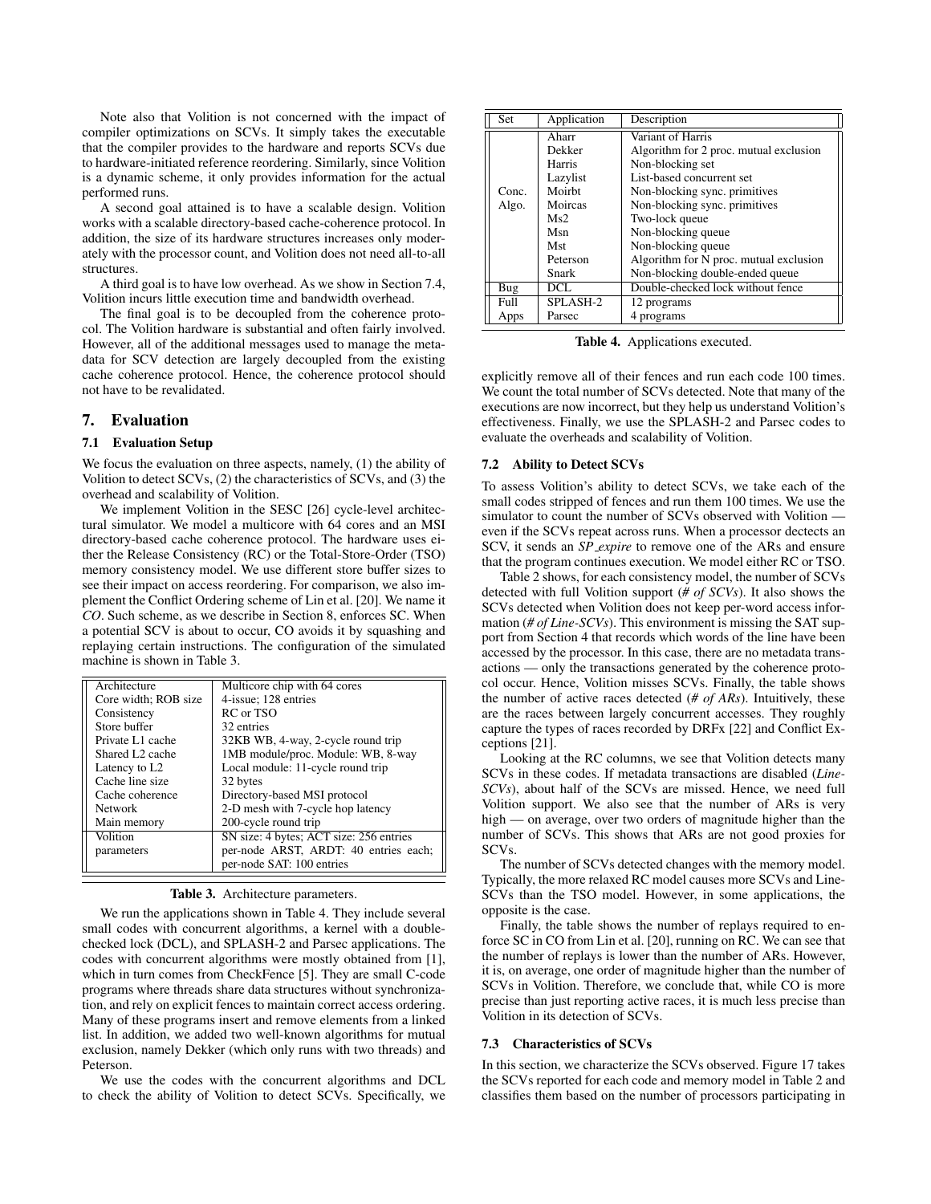Note also that Volition is not concerned with the impact of compiler optimizations on SCVs. It simply takes the executable that the compiler provides to the hardware and reports SCVs due to hardware-initiated reference reordering. Similarly, since Volition is a dynamic scheme, it only provides information for the actual performed runs.

A second goal attained is to have a scalable design. Volition works with a scalable directory-based cache-coherence protocol. In addition, the size of its hardware structures increases only moderately with the processor count, and Volition does not need all-to-all structures.

A third goal is to have low overhead. As we show in Section 7.4, Volition incurs little execution time and bandwidth overhead.

The final goal is to be decoupled from the coherence protocol. The Volition hardware is substantial and often fairly involved. However, all of the additional messages used to manage the metadata for SCV detection are largely decoupled from the existing cache coherence protocol. Hence, the coherence protocol should not have to be revalidated.

## 7. Evaluation

### 7.1 Evaluation Setup

We focus the evaluation on three aspects, namely, (1) the ability of Volition to detect SCVs, (2) the characteristics of SCVs, and (3) the overhead and scalability of Volition.

We implement Volition in the SESC [26] cycle-level architectural simulator. We model a multicore with 64 cores and an MSI directory-based cache coherence protocol. The hardware uses either the Release Consistency (RC) or the Total-Store-Order (TSO) memory consistency model. We use different store buffer sizes to see their impact on access reordering. For comparison, we also implement the Conflict Ordering scheme of Lin et al. [20]. We name it *CO*. Such scheme, as we describe in Section 8, enforces SC. When a potential SCV is about to occur, CO avoids it by squashing and replaying certain instructions. The configuration of the simulated machine is shown in Table 3.

| Architecture | Multicore chip with 64 cores |
|---|---|
| Core width; ROB size | 4-issue; 128 entries |
| Consistency | RC or TSO |
| Store buffer | 32 entries |
| Private L1 cache | 32KB WB, 4-way, 2-cycle round trip |
| Shared L2 cache | 1MB module/proc. Module: WB, 8-way |
| Latency to L2 | Local module: 11-cycle round trip |
| Cache line size | 32 bytes |
| Cache coherence | Directory-based MSI protocol |
| Network | 2-D mesh with 7-cycle hop latency |
| Main memory | 200-cycle round trip |
| Volition parameters | SN size: 4 bytes; ACT size: 256 entries per-node ARST, ARDT: 40 entries each; per-node SAT: 100 entries |

**Table 3.** Architecture parameters.

We run the applications shown in Table 4. They include several small codes with concurrent algorithms, a kernel with a double-checked lock (DCL), and SPLASH-2 and Parsec applications. The codes with concurrent algorithms were mostly obtained from [1], which in turn comes from CheckFence [5]. They are small C-code programs where threads share data structures without synchronization, and rely on explicit fences to maintain correct access ordering. Many of these programs insert and remove elements from a linked list. In addition, we added two well-known algorithms for mutual exclusion, namely Dekker (which only runs with two threads) and Peterson.

We use the codes with the concurrent algorithms and DCL to check the ability of Volition to detect SCVs. Specifically, we

| Set | Application | Description |
|---|---|---|
| Conc. Algo. | Aharr | Variant of Harris |
| | Dekker | Algorithm for 2 proc. mutual exclusion |
| | Harris | Non-blocking set |
| | Lazylist | List-based concurrent set |
| | Moirbt | Non-blocking sync. primitives |
| | Moircas | Non-blocking sync. primitives |
| | Ms2 | Two-lock queue |
| | Msn | Non-blocking queue |
| | Mst | Non-blocking queue |
| | Peterson | Algorithm for N proc. mutual exclusion |
| | Snark | Non-blocking double-ended queue |
| Bug | DCL | Double-checked lock without fence |
| Full Apps | SPLASH-2 | 12 programs |
| | Parsec | 4 programs |

**Table 4.** Applications executed.

explicitly remove all of their fences and run each code 100 times. We count the total number of SCVs detected. Note that many of the executions are now incorrect, but they help us understand Volition's effectiveness. Finally, we use the SPLASH-2 and Parsec codes to evaluate the overheads and scalability of Volition.

### 7.2 Ability to Detect SCVs

To assess Volition's ability to detect SCVs, we take each of the small codes stripped of fences and run them 100 times. We use the simulator to count the number of SCVs observed with Volition — even if the SCVs repeat across runs. When a processor dectects an SCV, it sends an *SP_expire* to remove one of the ARs and ensure that the program continues execution. We model either RC or TSO.

Table 2 shows, for each consistency model, the number of SCVs detected with full Volition support (*# of SCVs*). It also shows the SCVs detected when Volition does not keep per-word access information (*# of Line-SCVs*). This environment is missing the SAT support from Section 4 that records which words of the line have been accessed by the processor. In this case, there are no metadata transactions — only the transactions generated by the coherence protocol occur. Hence, Volition misses SCVs. Finally, the table shows the number of active races detected (*# of ARs*). Intuitively, these are the races between largely concurrent accesses. They roughly capture the types of races recorded by DRFx [22] and Conflict Exceptions [21].

Looking at the RC columns, we see that Volition detects many SCVs in these codes. If metadata transactions are disabled (*Line-SCVs*), about half of the SCVs are missed. Hence, we need full Volition support. We also see that the number of ARs is very high — on average, over two orders of magnitude higher than the number of SCVs. This shows that ARs are not good proxies for SCVs.

The number of SCVs detected changes with the memory model. Typically, the more relaxed RC model causes more SCVs and Line-SCVs than the TSO model. However, in some applications, the opposite is the case.

Finally, the table shows the number of replays required to enforce SC in CO from Lin et al. [20], running on RC. We can see that the number of replays is lower than the number of ARs. However, it is, on average, one order of magnitude higher than the number of SCVs in Volition. Therefore, we conclude that, while CO is more precise than just reporting active races, it is much less precise than Volition in its detection of SCVs.

### 7.3 Characteristics of SCVs

In this section, we characterize the SCVs observed. Figure 17 takes the SCVs reported for each code and memory model in Table 2 and classifies them based on the number of processors participating in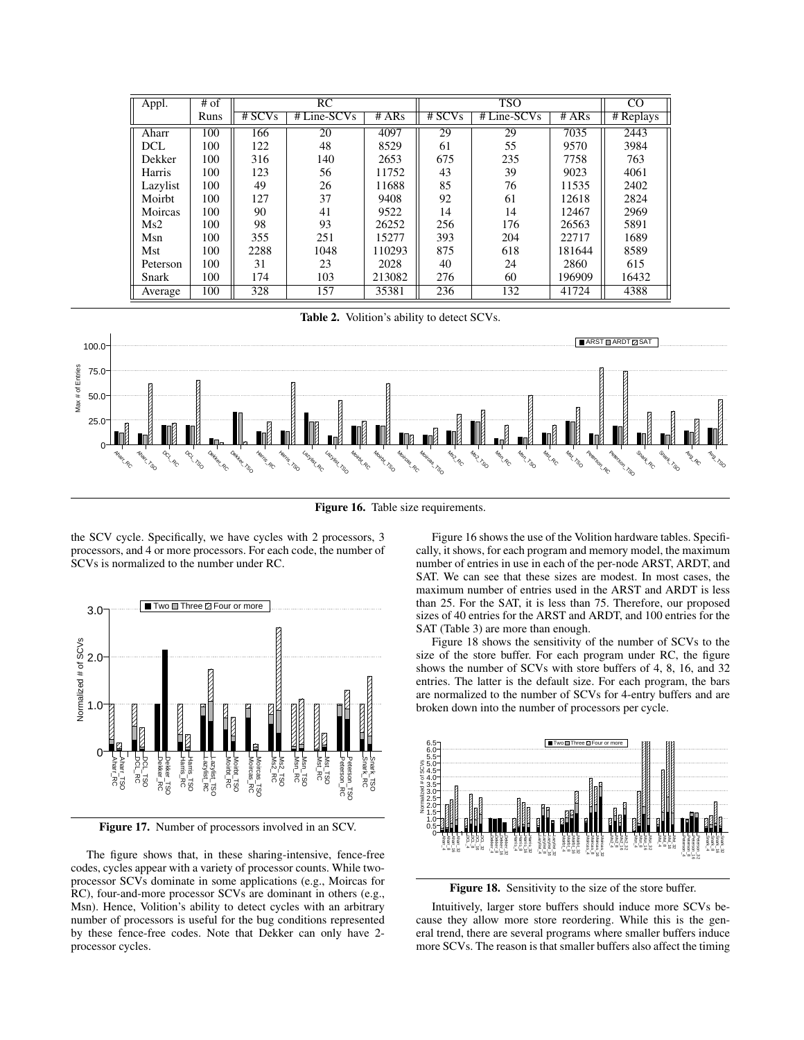| Appl. | # of | RC | | | TSO | | | CO |
|---|---|---|---|---|---|---|---|---|
| | Runs | # SCVs | # Line-SCVs | # ARs | # SCVs | # Line-SCVs | # ARs | # Replays |
| Aharr | 100 | 166 | 20 | 4097 | 29 | 29 | 7035 | 2443 |
| DCL | 100 | 122 | 48 | 8529 | 61 | 55 | 9570 | 3984 |
| Dekker | 100 | 316 | 140 | 2653 | 675 | 235 | 7758 | 763 |
| Harris | 100 | 123 | 56 | 11752 | 43 | 39 | 9023 | 4061 |
| Lazylist | 100 | 49 | 26 | 11688 | 85 | 76 | 11535 | 2402 |
| Moirbt | 100 | 127 | 37 | 9408 | 92 | 61 | 12618 | 2824 |
| Moircas | 100 | 90 | 41 | 9522 | 14 | 14 | 12467 | 2969 |
| Ms2 | 100 | 98 | 93 | 26252 | 256 | 176 | 26563 | 5891 |
| Msn | 100 | 355 | 251 | 15277 | 393 | 204 | 22717 | 1689 |
| Mst | 100 | 2288 | 1048 | 110293 | 875 | 618 | 181644 | 8589 |
| Peterson | 100 | 31 | 23 | 2028 | 40 | 24 | 2860 | 615 |
| Snark | 100 | 174 | 103 | 213082 | 276 | 60 | 196909 | 16432 |
| Average | 100 | 328 | 157 | 35381 | 236 | 132 | 41724 | 4388 |

**Table 2.** Volition's ability to detect SCVs.

**Figure 16.** Table size requirements.

the SCV cycle. Specifically, we have cycles with 2 processors, 3 processors, and 4 or more processors. For each code, the number of SCVs is normalized to the number under RC.

**Figure 17.** Number of processors involved in an SCV.

The figure shows that, in these sharing-intensive, fence-free codes, cycles appear with a variety of processor counts. While two-processor SCVs dominate in some applications (e.g., Moircas for RC), four-and-more processor SCVs are dominant in others (e.g., Msn). Hence, Volition's ability to detect cycles with an arbitrary number of processors is useful for the bug conditions represented by these fence-free codes. Note that Dekker can only have 2-processor cycles.

Figure 16 shows the use of the Volition hardware tables. Specifically, it shows, for each program and memory model, the maximum number of entries in use in each of the per-node ARST, ARDT, and SAT. We can see that these sizes are modest. In most cases, the maximum number of entries used in the ARST and ARDT is less than 25. For the SAT, it is less than 75. Therefore, our proposed sizes of 40 entries for the ARST and ARDT, and 100 entries for the SAT (Table 3) are more than enough.

Figure 18 shows the sensitivity of the number of SCVs to the size of the store buffer. For each program under RC, the figure shows the number of SCVs with store buffers of 4, 8, 16, and 32 entries. The latter is the default size. For each program, the bars are normalized to the number of SCVs for 4-entry buffers and are broken down into the number of processors per cycle.

**Figure 18.** Sensitivity to the size of the store buffer.

Intuitively, larger store buffers should induce more SCVs because they allow more store reordering. While this is the general trend, there are several programs where smaller buffers induce more SCVs. The reason is that smaller buffers also affect the timing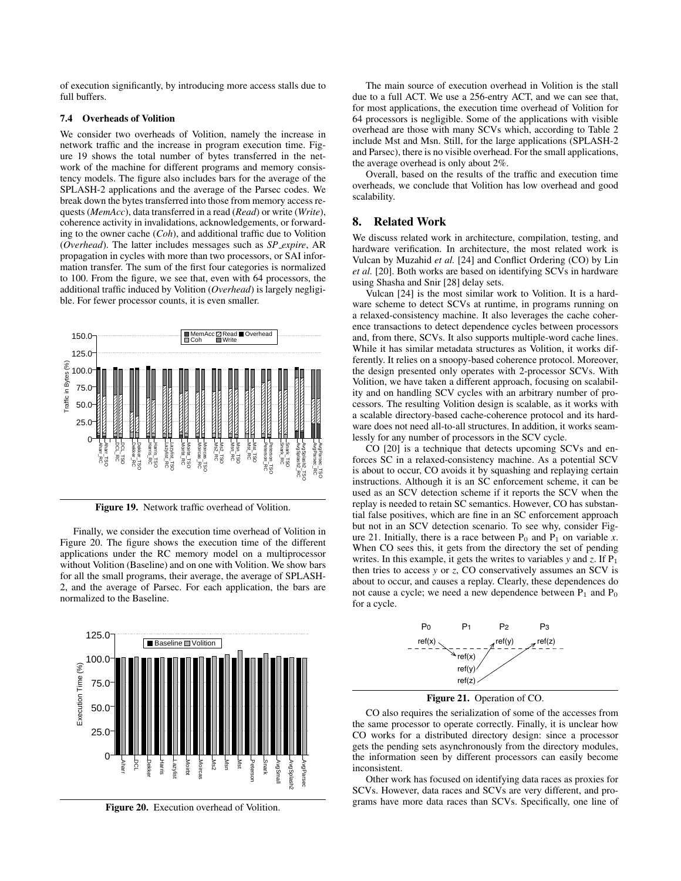of execution significantly, by introducing more access stalls due to full buffers.

### 7.4 Overheads of Volition

We consider two overheads of Volition, namely the increase in network traffic and the increase in program execution time. Figure 19 shows the total number of bytes transferred in the network of the machine for different programs and memory consistency models. The figure also includes bars for the average of the SPLASH-2 applications and the average of the Parsec codes. We break down the bytes transferred into those from memory access requests (*MemAcc*), data transferred in a read (*Read*) or write (*Write*), coherence activity in invalidations, acknowledgements, or forwarding to the owner cache (*Coh*), and additional traffic due to Volition (*Overhead*). The latter includes messages such as *SP_expire*, AR propagation in cycles with more than two processors, or SAI information transfer. The sum of the first four categories is normalized to 100. From the figure, we see that, even with 64 processors, the additional traffic induced by Volition (*Overhead*) is largely negligible. For fewer processor counts, it is even smaller.

**Figure 19.** Network traffic overhead of Volition.

Finally, we consider the execution time overhead of Volition in Figure 20. The figure shows the execution time of the different applications under the RC memory model on a multiprocessor without Volition (Baseline) and on one with Volition. We show bars for all the small programs, their average, the average of SPLASH-2, and the average of Parsec. For each application, the bars are normalized to the Baseline.

**Figure 20.** Execution overhead of Volition.

The main source of execution overhead in Volition is the stall due to a full ACT. We use a 256-entry ACT, and we can see that, for most applications, the execution time overhead of Volition for 64 processors is negligible. Some of the applications with visible overhead are those with many SCVs which, according to Table 2 include Mst and Msn. Still, for the large applications (SPLASH-2 and Parsec), there is no visible overhead. For the small applications, the average overhead is only about 2%.

Overall, based on the results of the traffic and execution time overheads, we conclude that Volition has low overhead and good scalability.

## 8. Related Work

We discuss related work in architecture, compilation, testing, and hardware verification. In architecture, the most related work is Vulcan by Muzahid *et al.* [24] and Conflict Ordering (CO) by Lin *et al.* [20]. Both works are based on identifying SCVs in hardware using Shasha and Snir [28] delay sets.

Vulcan [24] is the most similar work to Volition. It is a hardware scheme to detect SCVs at runtime, in programs running on a relaxed-consistency machine. It also leverages the cache coherence transactions to detect dependence cycles between processors and, from there, SCVs. It also supports multiple-word cache lines. While it has similar metadata structures as Volition, it works differently. It relies on a snoopy-based coherence protocol. Moreover, the design presented only operates with 2-processor SCVs. With Volition, we have taken a different approach, focusing on scalability and on handling SCV cycles with an arbitrary number of processors. The resulting Volition design is scalable, as it works with a scalable directory-based cache-coherence protocol and its hardware does not need all-to-all structures. In addition, it works seamlessly for any number of processors in the SCV cycle.

CO [20] is a technique that detects upcoming SCVs and enforces SC in a relaxed-consistency machine. As a potential SCV is about to occur, CO avoids it by squashing and replaying certain instructions. Although it is an SC enforcement scheme, it can be used as an SCV detection scheme if it reports the SCV when the replay is needed to retain SC semantics. However, CO has substantial false positives, which are fine in an SC enforcement approach but not in an SCV detection scenario. To see why, consider Figure 21. Initially, there is a race between $P_0$ and $P_1$ on variable *x*. When CO sees this, it gets from the directory the set of pending writes. In this example, it gets the writes to variables *y* and *z*. If $P_1$ then tries to access *y* or *z*, CO conservatively assumes an SCV is about to occur, and causes a replay. Clearly, these dependences do not cause a cycle; we need a new dependence between $P_1$ and $P_0$ for a cycle.

**Figure 21.** Operation of CO.

CO also requires the serialization of some of the accesses from the same processor to operate correctly. Finally, it is unclear how CO works for a distributed directory design: since a processor gets the pending sets asynchronously from the directory modules, the information seen by different processors can easily become inconsistent.

Other work has focused on identifying data races as proxies for SCVs. However, data races and SCVs are very different, and programs have more data races than SCVs. Specifically, one line of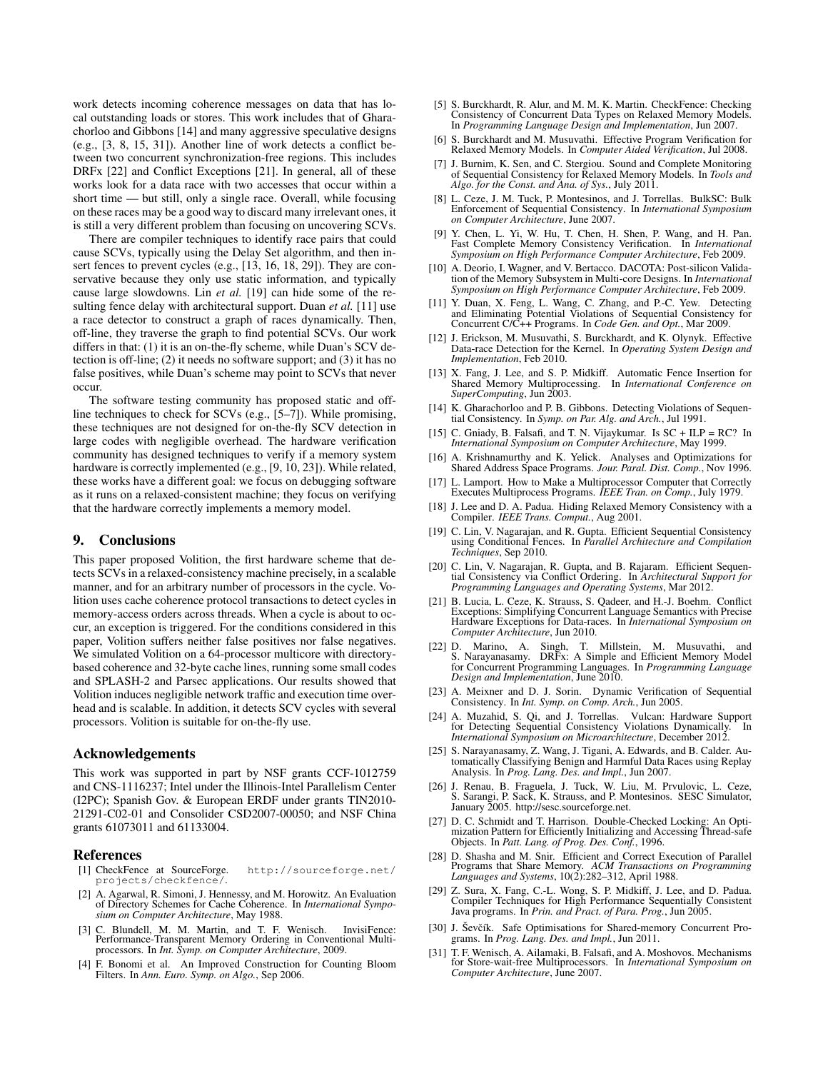work detects incoming coherence messages on data that has local outstanding loads or stores. This work includes that of Gharachorloo and Gibbons [14] and many aggressive speculative designs (e.g., [3, 8, 15, 31]). Another line of work detects a conflict between two concurrent synchronization-free regions. This includes DRFx [22] and Conflict Exceptions [21]. In general, all of these works look for a data race with two accesses that occur within a short time — but still, only a single race. Overall, while focusing on these races may be a good way to discard many irrelevant ones, it is still a very different problem than focusing on uncovering SCVs.

There are compiler techniques to identify race pairs that could cause SCVs, typically using the Delay Set algorithm, and then insert fences to prevent cycles (e.g., [13, 16, 18, 29]). They are conservative because they only use static information, and typically cause large slowdowns. Lin *et al.* [19] can hide some of the resulting fence delay with architectural support. Duan *et al.* [11] use a race detector to construct a graph of races dynamically. Then, off-line, they traverse the graph to find potential SCVs. Our work differs in that: (1) it is an on-the-fly scheme, while Duan's SCV detection is off-line; (2) it needs no software support; and (3) it has no false positives, while Duan's scheme may point to SCVs that never occur.

The software testing community has proposed static and off-line techniques to check for SCVs (e.g., [5–7]). While promising, these techniques are not designed for on-the-fly SCV detection in large codes with negligible overhead. The hardware verification community has designed techniques to verify if a memory system hardware is correctly implemented (e.g., [9, 10, 23]). While related, these works have a different goal: we focus on debugging software as it runs on a relaxed-consistent machine; they focus on verifying that the hardware correctly implements a memory model.

## 9. Conclusions

This paper proposed Volition, the first hardware scheme that detects SCVs in a relaxed-consistency machine precisely, in a scalable manner, and for an arbitrary number of processors in the cycle. Volition uses cache coherence protocol transactions to detect cycles in memory-access orders across threads. When a cycle is about to occur, an exception is triggered. For the conditions considered in this paper, Volition suffers neither false positives nor false negatives. We simulated Volition on a 64-processor multicore with directory-based coherence and 32-byte cache lines, running some small codes and SPLASH-2 and Parsec applications. Our results showed that Volition induces negligible network traffic and execution time overhead and is scalable. In addition, it detects SCV cycles with several processors. Volition is suitable for on-the-fly use.

## Acknowledgements

This work was supported in part by NSF grants CCF-1012759 and CNS-1116237; Intel under the Illinois-Intel Parallelism Center (I2PC); Spanish Gov. & European ERDF under grants TIN2010-21291-C02-01 and Consolider CSD2007-00050; and NSF China grants 61073011 and 61133004.

## References

[1] CheckFence at SourceForge. http://sourceforge.net/projects/checkfence/.

[2] A. Agarwal, R. Simoni, J. Hennessy, and M. Horowitz. An Evaluation of Directory Schemes for Cache Coherence. In *International Symposium on Computer Architecture*, May 1988.

[3] C. Blundell, M. M. Martin, and T. F. Wenisch. InvisiFence: Performance-Transparent Memory Ordering in Conventional Multiprocessors. In *Int. Symp. on Computer Architecture*, 2009.

[4] F. Bonomi et al. An Improved Construction for Counting Bloom Filters. In *Ann. Euro. Symp. on Algo.*, Sep 2006.

[5] S. Burckhardt, R. Alur, and M. M. K. Martin. CheckFence: Checking Consistency of Concurrent Data Types on Relaxed Memory Models. In *Programming Language Design and Implementation*, Jun 2007.

[6] S. Burckhardt and M. Musuvathi. Effective Program Verification for Relaxed Memory Models. In *Computer Aided Verification*, Jul 2008.

[7] J. Burnim, K. Sen, and C. Stergiou. Sound and Complete Monitoring of Sequential Consistency for Relaxed Memory Models. In *Tools and Algo. for the Const. and Ana. of Sys.*, July 2011.

[8] L. Ceze, J. M. Tuck, P. Montesinos, and J. Torrellas. BulkSC: Bulk Enforcement of Sequential Consistency. In *International Symposium on Computer Architecture*, June 2007.

[9] Y. Chen, L. Yi, W. Hu, T. Chen, H. Shen, P. Wang, and H. Pan. Fast Complete Memory Consistency Verification. In *International Symposium on High Performance Computer Architecture*, Feb 2009.

[10] A. Deorio, I. Wagner, and V. Bertacco. DACOTA: Post-silicon Validation of the Memory Subsystem in Multi-core Designs. In *International Symposium on High Performance Computer Architecture*, Feb 2009.

[11] Y. Duan, X. Feng, L. Wang, C. Zhang, and P.-C. Yew. Detecting and Eliminating Potential Violations of Sequential Consistency for Concurrent C/C++ Programs. In *Code Gen. and Opt.*, Mar 2009.

[12] J. Erickson, M. Musuvathi, S. Burckhardt, and K. Olynyk. Effective Data-race Detection for the Kernel. In *Operating System Design and Implementation*, Feb 2010.

[13] X. Fang, J. Lee, and S. P. Midkiff. Automatic Fence Insertion for Shared Memory Multiprocessing. In *International Conference on SuperComputing*, Jun 2003.

[14] K. Gharachorloo and P. B. Gibbons. Detecting Violations of Sequential Consistency. In *Symp. on Par. Alg. and Arch.*, Jul 1991.

[15] C. Gniady, B. Falsafi, and T. N. Vijaykumar. Is SC + ILP = RC? In *International Symposium on Computer Architecture*, May 1999.

[16] A. Krishnamurthy and K. Yelick. Analyses and Optimizations for Shared Address Space Programs. *Jour. Paral. Dist. Comp.*, Nov 1996.

[17] L. Lamport. How to Make a Multiprocessor Computer that Correctly Executes Multiprocess Programs. *IEEE Tran. on Comp.*, July 1979.

[18] J. Lee and D. A. Padua. Hiding Relaxed Memory Consistency with a Compiler. *IEEE Trans. Comput.*, Aug 2001.

[19] C. Lin, V. Nagarajan, and R. Gupta. Efficient Sequential Consistency using Conditional Fences. In *Parallel Architecture and Compilation Techniques*, Sep 2010.

[20] C. Lin, V. Nagarajan, R. Gupta, and B. Rajaram. Efficient Sequential Consistency via Conflict Ordering. In *Architectural Support for Programming Languages and Operating Systems*, Mar 2012.

[21] B. Lucia, L. Ceze, K. Strauss, S. Qadeer, and H.-J. Boehm. Conflict Exceptions: Simplifying Concurrent Language Semantics with Precise Hardware Exceptions for Data-races. In *International Symposium on Computer Architecture*, Jun 2010.

[22] D. Marino, A. Singh, T. Millstein, M. Musuvathi, and S. Narayanasamy. DRFx: A Simple and Efficient Memory Model for Concurrent Programming Languages. In *Programming Language Design and Implementation*, June 2010.

[23] A. Meixner and D. J. Sorin. Dynamic Verification of Sequential Consistency. In *Int. Symp. on Comp. Arch.*, Jun 2005.

[24] A. Muzahid, S. Qi, and J. Torrellas. Vulcan: Hardware Support for Detecting Sequential Consistency Violations Dynamically. In *International Symposium on Microarchitecture*, December 2012.

[25] S. Narayanasamy, Z. Wang, J. Tigani, A. Edwards, and B. Calder. Automatically Classifying Benign and Harmful Data Races using Replay Analysis. In *Prog. Lang. Des. and Impl.*, Jun 2007.

[26] J. Renau, B. Fraguela, J. Tuck, W. Liu, M. Prvulovic, L. Ceze, S. Sarangi, P. Sack, K. Strauss, and P. Montesinos. SESC Simulator, January 2005. http://sesc.sourceforge.net.

[27] D. C. Schmidt and T. Harrison. Double-Checked Locking: An Optimization Pattern for Efficiently Initializing and Accessing Thread-safe Objects. In *Patt. Lang. of Prog. Des. Conf.*, 1996.

[28] D. Shasha and M. Snir. Efficient and Correct Execution of Parallel Programs that Share Memory. *ACM Transactions on Programming Languages and Systems*, 10(2):282–312, April 1988.

[29] Z. Sura, X. Fang, C.-L. Wong, S. P. Midkiff, J. Lee, and D. Padua. Compiler Techniques for High Performance Sequentially Consistent Java programs. In *Prin. and Pract. of Para. Prog.*, Jun 2005.

[30] J. Ševčík. Safe Optimisations for Shared-memory Concurrent Programs. In *Prog. Lang. Des. and Impl.*, Jun 2011.

[31] T. F. Wenisch, A. Ailamaki, B. Falsafi, and A. Moshovos. Mechanisms for Store-wait-free Multiprocessors. In *International Symposium on Computer Architecture*, June 2007.